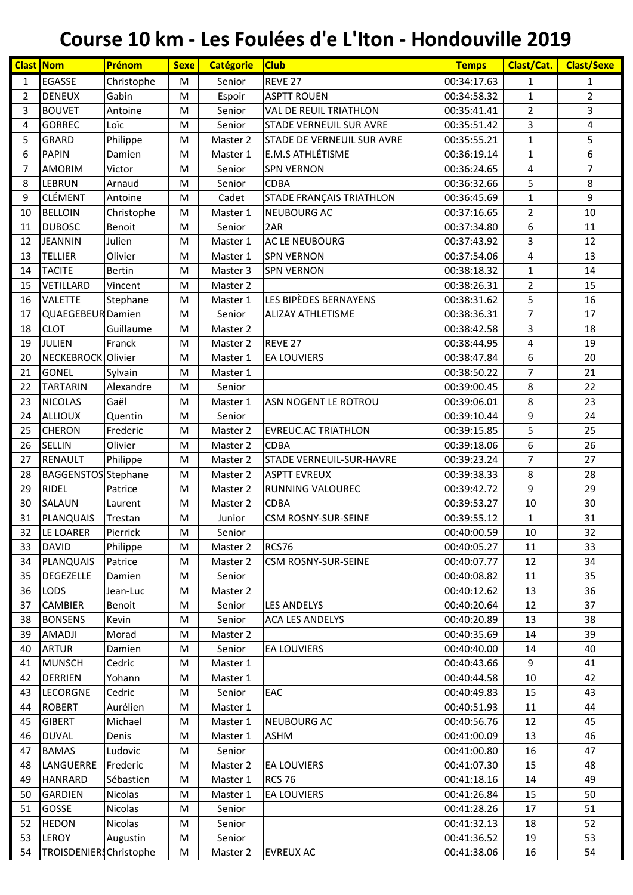# Course 10 km - Les Foulées d'e L'Iton - Hondouville 2019

| Clast | Nom | Prénom | Sexe | Catégorie | Club | Temps | Clast/Cat. | Clast/Sexe |
|---|---|---|---|---|---|---|---|---|
| 1 | EGASSE | Christophe | M | Senior | REVE 27 | 00:34:17.63 | 1 | 1 |
| 2 | DENEUX | Gabin | M | Espoir | ASPTT ROUEN | 00:34:58.32 | 1 | 2 |
| 3 | BOUVET | Antoine | M | Senior | VAL DE REUIL TRIATHLON | 00:35:41.41 | 2 | 3 |
| 4 | GORREC | Loïc | M | Senior | STADE VERNEUIL SUR AVRE | 00:35:51.42 | 3 | 4 |
| 5 | GRARD | Philippe | M | Master 2 | STADE DE VERNEUIL SUR AVRE | 00:35:55.21 | 1 | 5 |
| 6 | PAPIN | Damien | M | Master 1 | E.M.S ATHLÉTISME | 00:36:19.14 | 1 | 6 |
| 7 | AMORIM | Victor | M | Senior | SPN VERNON | 00:36:24.65 | 4 | 7 |
| 8 | LEBRUN | Arnaud | M | Senior | CDBA | 00:36:32.66 | 5 | 8 |
| 9 | CLÉMENT | Antoine | M | Cadet | STADE FRANÇAIS TRIATHLON | 00:36:45.69 | 1 | 9 |
| 10 | BELLOIN | Christophe | M | Master 1 | NEUBOURG AC | 00:37:16.65 | 2 | 10 |
| 11 | DUBOSC | Benoit | M | Senior | 2AR | 00:37:34.80 | 6 | 11 |
| 12 | JEANNIN | Julien | M | Master 1 | AC LE NEUBOURG | 00:37:43.92 | 3 | 12 |
| 13 | TELLIER | Olivier | M | Master 1 | SPN VERNON | 00:37:54.06 | 4 | 13 |
| 14 | TACITE | Bertin | M | Master 3 | SPN VERNON | 00:38:18.32 | 1 | 14 |
| 15 | VETILLARD | Vincent | M | Master 2 | | 00:38:26.31 | 2 | 15 |
| 16 | VALETTE | Stephane | M | Master 1 | LES BIPÈDES BERNAYENS | 00:38:31.62 | 5 | 16 |
| 17 | QUAEGEBEUR | Damien | M | Senior | ALIZAY ATHLETISME | 00:38:36.31 | 7 | 17 |
| 18 | CLOT | Guillaume | M | Master 2 | | 00:38:42.58 | 3 | 18 |
| 19 | JULIEN | Franck | M | Master 2 | REVE 27 | 00:38:44.95 | 4 | 19 |
| 20 | NECKEBROCK | Olivier | M | Master 1 | EA LOUVIERS | 00:38:47.84 | 6 | 20 |
| 21 | GONEL | Sylvain | M | Master 1 | | 00:38:50.22 | 7 | 21 |
| 22 | TARTARIN | Alexandre | M | Senior | | 00:39:00.45 | 8 | 22 |
| 23 | NICOLAS | Gaël | M | Master 1 | ASN NOGENT LE ROTROU | 00:39:06.01 | 8 | 23 |
| 24 | ALLIOUX | Quentin | M | Senior | | 00:39:10.44 | 9 | 24 |
| 25 | CHERON | Frederic | M | Master 2 | EVREUC.AC TRIATHLON | 00:39:15.85 | 5 | 25 |
| 26 | SELLIN | Olivier | M | Master 2 | CDBA | 00:39:18.06 | 6 | 26 |
| 27 | RENAULT | Philippe | M | Master 2 | STADE VERNEUIL-SUR-HAVRE | 00:39:23.24 | 7 | 27 |
| 28 | BAGGENSTOS | Stephane | M | Master 2 | ASPTT EVREUX | 00:39:38.33 | 8 | 28 |
| 29 | RIDEL | Patrice | M | Master 2 | RUNNING VALOUREC | 00:39:42.72 | 9 | 29 |
| 30 | SALAUN | Laurent | M | Master 2 | CDBA | 00:39:53.27 | 10 | 30 |
| 31 | PLANQUAIS | Trestan | M | Junior | CSM ROSNY-SUR-SEINE | 00:39:55.12 | 1 | 31 |
| 32 | LE LOARER | Pierrick | M | Senior | | 00:40:00.59 | 10 | 32 |
| 33 | DAVID | Philippe | M | Master 2 | RCS76 | 00:40:05.27 | 11 | 33 |
| 34 | PLANQUAIS | Patrice | M | Master 2 | CSM ROSNY-SUR-SEINE | 00:40:07.77 | 12 | 34 |
| 35 | DEGEZELLE | Damien | M | Senior | | 00:40:08.82 | 11 | 35 |
| 36 | LODS | Jean-Luc | M | Master 2 | | 00:40:12.62 | 13 | 36 |
| 37 | CAMBIER | Benoit | M | Senior | LES ANDELYS | 00:40:20.64 | 12 | 37 |
| 38 | BONSENS | Kevin | M | Senior | ACA LES ANDELYS | 00:40:20.89 | 13 | 38 |
| 39 | AMADJI | Morad | M | Master 2 | | 00:40:35.69 | 14 | 39 |
| 40 | ARTUR | Damien | M | Senior | EA LOUVIERS | 00:40:40.00 | 14 | 40 |
| 41 | MUNSCH | Cedric | M | Master 1 | | 00:40:43.66 | 9 | 41 |
| 42 | DERRIEN | Yohann | M | Master 1 | | 00:40:44.58 | 10 | 42 |
| 43 | LECORGNE | Cedric | M | Senior | EAC | 00:40:49.83 | 15 | 43 |
| 44 | ROBERT | Aurélien | M | Master 1 | | 00:40:51.93 | 11 | 44 |
| 45 | GIBERT | Michael | M | Master 1 | NEUBOURG AC | 00:40:56.76 | 12 | 45 |
| 46 | DUVAL | Denis | M | Master 1 | ASHM | 00:41:00.09 | 13 | 46 |
| 47 | BAMAS | Ludovic | M | Senior | | 00:41:00.80 | 16 | 47 |
| 48 | LANGUERRE | Frederic | M | Master 2 | EA LOUVIERS | 00:41:07.30 | 15 | 48 |
| 49 | HANRARD | Sébastien | M | Master 1 | RCS 76 | 00:41:18.16 | 14 | 49 |
| 50 | GARDIEN | Nicolas | M | Master 1 | EA LOUVIERS | 00:41:26.84 | 15 | 50 |
| 51 | GOSSE | Nicolas | M | Senior | | 00:41:28.26 | 17 | 51 |
| 52 | HEDON | Nicolas | M | Senior | | 00:41:32.13 | 18 | 52 |
| 53 | LEROY | Augustin | M | Senior | | 00:41:36.52 | 19 | 53 |
| 54 | TROISDENIERS | Christophe | M | Master 2 | EVREUX AC | 00:41:38.06 | 16 | 54 |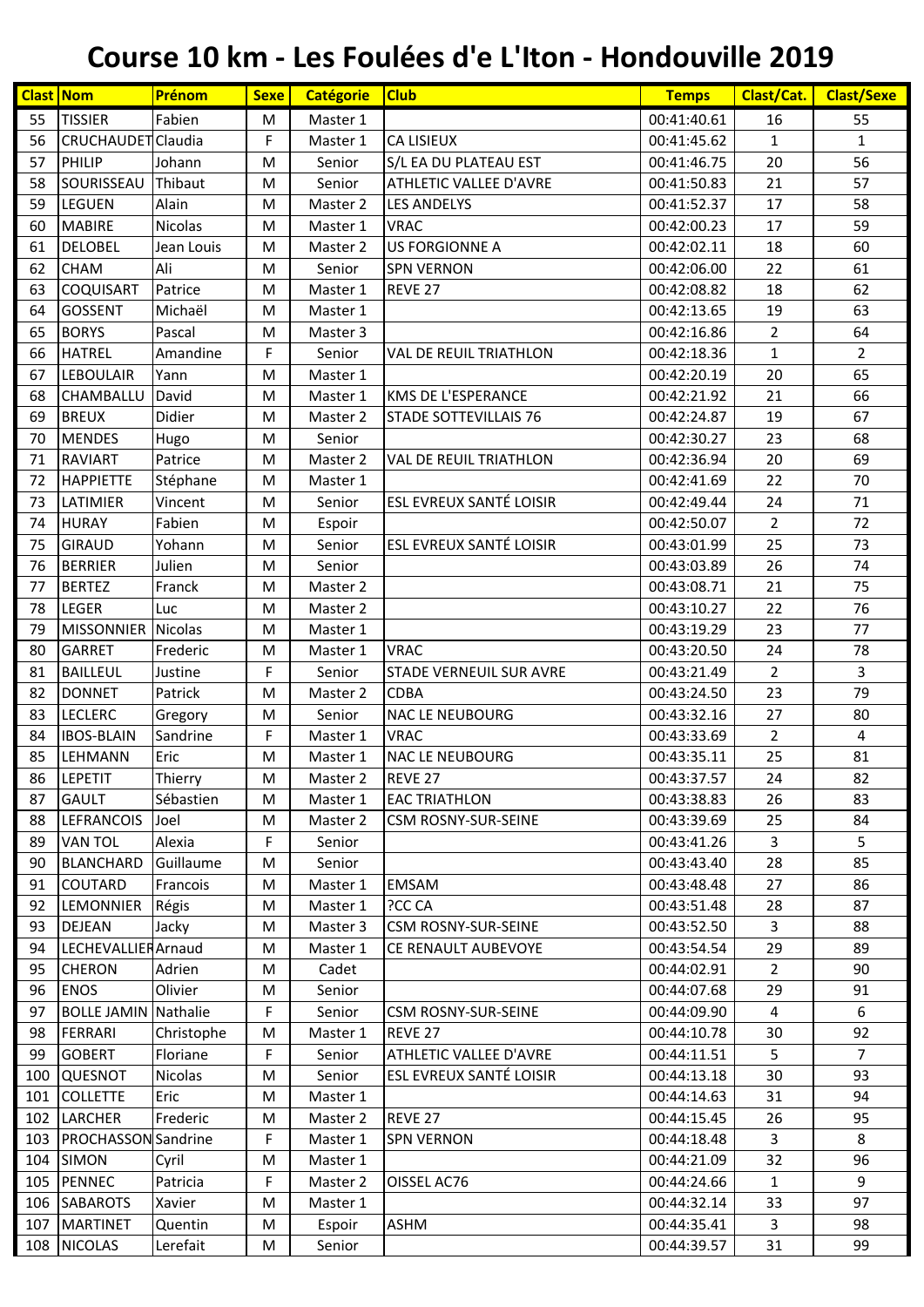# Course 10 km - Les Foulées d'e L'Iton - Hondouville 2019

| Clast | Nom | Prénom | Sexe | Catégorie | Club | Temps | Clast/Cat. | Clast/Sexe |
|---|---|---|---|---|---|---|---|---|
| 55 | TISSIER | Fabien | M | Master 1 | | 00:41:40.61 | 16 | 55 |
| 56 | CRUCHAUDET | Claudia | F | Master 1 | CA LISIEUX | 00:41:45.62 | 1 | 1 |
| 57 | PHILIP | Johann | M | Senior | S/L EA DU PLATEAU EST | 00:41:46.75 | 20 | 56 |
| 58 | SOURISSEAU | Thibaut | M | Senior | ATHLETIC VALLEE D'AVRE | 00:41:50.83 | 21 | 57 |
| 59 | LEGUEN | Alain | M | Master 2 | LES ANDELYS | 00:41:52.37 | 17 | 58 |
| 60 | MABIRE | Nicolas | M | Master 1 | VRAC | 00:42:00.23 | 17 | 59 |
| 61 | DELOBEL | Jean Louis | M | Master 2 | US FORGIONNE A | 00:42:02.11 | 18 | 60 |
| 62 | CHAM | Ali | M | Senior | SPN VERNON | 00:42:06.00 | 22 | 61 |
| 63 | COQUISART | Patrice | M | Master 1 | REVE 27 | 00:42:08.82 | 18 | 62 |
| 64 | GOSSENT | Michaël | M | Master 1 | | 00:42:13.65 | 19 | 63 |
| 65 | BORYS | Pascal | M | Master 3 | | 00:42:16.86 | 2 | 64 |
| 66 | HATREL | Amandine | F | Senior | VAL DE REUIL TRIATHLON | 00:42:18.36 | 1 | 2 |
| 67 | LEBOULAIR | Yann | M | Master 1 | | 00:42:20.19 | 20 | 65 |
| 68 | CHAMBALLU | David | M | Master 1 | KMS DE L'ESPERANCE | 00:42:21.92 | 21 | 66 |
| 69 | BREUX | Didier | M | Master 2 | STADE SOTTEVILLAIS 76 | 00:42:24.87 | 19 | 67 |
| 70 | MENDES | Hugo | M | Senior | | 00:42:30.27 | 23 | 68 |
| 71 | RAVIART | Patrice | M | Master 2 | VAL DE REUIL TRIATHLON | 00:42:36.94 | 20 | 69 |
| 72 | HAPPIETTE | Stéphane | M | Master 1 | | 00:42:41.69 | 22 | 70 |
| 73 | LATIMIER | Vincent | M | Senior | ESL EVREUX SANTÉ LOISIR | 00:42:49.44 | 24 | 71 |
| 74 | HURAY | Fabien | M | Espoir | | 00:42:50.07 | 2 | 72 |
| 75 | GIRAUD | Yohann | M | Senior | ESL EVREUX SANTÉ LOISIR | 00:43:01.99 | 25 | 73 |
| 76 | BERRIER | Julien | M | Senior | | 00:43:03.89 | 26 | 74 |
| 77 | BERTEZ | Franck | M | Master 2 | | 00:43:08.71 | 21 | 75 |
| 78 | LEGER | Luc | M | Master 2 | | 00:43:10.27 | 22 | 76 |
| 79 | MISSONNIER | Nicolas | M | Master 1 | | 00:43:19.29 | 23 | 77 |
| 80 | GARRET | Frederic | M | Master 1 | VRAC | 00:43:20.50 | 24 | 78 |
| 81 | BAILLEUL | Justine | F | Senior | STADE VERNEUIL SUR AVRE | 00:43:21.49 | 2 | 3 |
| 82 | DONNET | Patrick | M | Master 2 | CDBA | 00:43:24.50 | 23 | 79 |
| 83 | LECLERC | Gregory | M | Senior | NAC LE NEUBOURG | 00:43:32.16 | 27 | 80 |
| 84 | IBOS-BLAIN | Sandrine | F | Master 1 | VRAC | 00:43:33.69 | 2 | 4 |
| 85 | LEHMANN | Eric | M | Master 1 | NAC LE NEUBOURG | 00:43:35.11 | 25 | 81 |
| 86 | LEPETIT | Thierry | M | Master 2 | REVE 27 | 00:43:37.57 | 24 | 82 |
| 87 | GAULT | Sébastien | M | Master 1 | EAC TRIATHLON | 00:43:38.83 | 26 | 83 |
| 88 | LEFRANCOIS | Joel | M | Master 2 | CSM ROSNY-SUR-SEINE | 00:43:39.69 | 25 | 84 |
| 89 | VAN TOL | Alexia | F | Senior | | 00:43:41.26 | 3 | 5 |
| 90 | BLANCHARD | Guillaume | M | Senior | | 00:43:43.40 | 28 | 85 |
| 91 | COUTARD | Francois | M | Master 1 | EMSAM | 00:43:48.48 | 27 | 86 |
| 92 | LEMONNIER | Régis | M | Master 1 | ?CC CA | 00:43:51.48 | 28 | 87 |
| 93 | DEJEAN | Jacky | M | Master 3 | CSM ROSNY-SUR-SEINE | 00:43:52.50 | 3 | 88 |
| 94 | LECHEVALLIER | Arnaud | M | Master 1 | CE RENAULT AUBEVOYE | 00:43:54.54 | 29 | 89 |
| 95 | CHERON | Adrien | M | Cadet | | 00:44:02.91 | 2 | 90 |
| 96 | ENOS | Olivier | M | Senior | | 00:44:07.68 | 29 | 91 |
| 97 | BOLLE JAMIN | Nathalie | F | Senior | CSM ROSNY-SUR-SEINE | 00:44:09.90 | 4 | 6 |
| 98 | FERRARI | Christophe | M | Master 1 | REVE 27 | 00:44:10.78 | 30 | 92 |
| 99 | GOBERT | Floriane | F | Senior | ATHLETIC VALLEE D'AVRE | 00:44:11.51 | 5 | 7 |
| 100 | QUESNOT | Nicolas | M | Senior | ESL EVREUX SANTÉ LOISIR | 00:44:13.18 | 30 | 93 |
| 101 | COLLETTE | Eric | M | Master 1 | | 00:44:14.63 | 31 | 94 |
| 102 | LARCHER | Frederic | M | Master 2 | REVE 27 | 00:44:15.45 | 26 | 95 |
| 103 | PROCHASSON | Sandrine | F | Master 1 | SPN VERNON | 00:44:18.48 | 3 | 8 |
| 104 | SIMON | Cyril | M | Master 1 | | 00:44:21.09 | 32 | 96 |
| 105 | PENNEC | Patricia | F | Master 2 | OISSEL AC76 | 00:44:24.66 | 1 | 9 |
| 106 | SABAROTS | Xavier | M | Master 1 | | 00:44:32.14 | 33 | 97 |
| 107 | MARTINET | Quentin | M | Espoir | ASHM | 00:44:35.41 | 3 | 98 |
| 108 | NICOLAS | Lerefait | M | Senior | | 00:44:39.57 | 31 | 99 |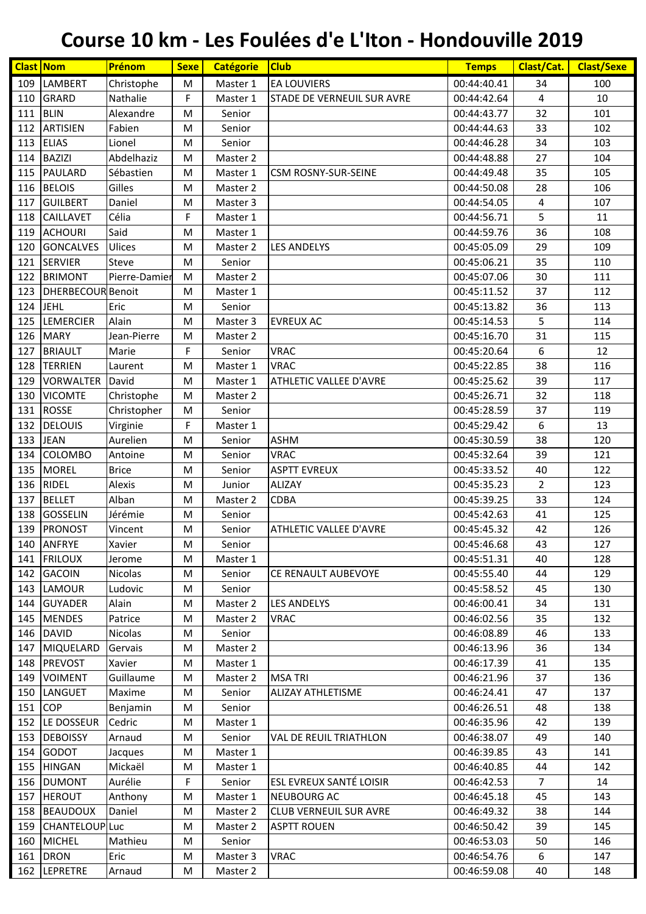# Course 10 km - Les Foulées d'e L'Iton - Hondouville 2019

| Clast | Nom | Prénom | Sexe | Catégorie | Club | Temps | Clast/Cat. | Clast/Sexe |
|---|---|---|---|---|---|---|---|---|
| 109 | LAMBERT | Christophe | M | Master 1 | EA LOUVIERS | 00:44:40.41 | 34 | 100 |
| 110 | GRARD | Nathalie | F | Master 1 | STADE DE VERNEUIL SUR AVRE | 00:44:42.64 | 4 | 10 |
| 111 | BLIN | Alexandre | M | Senior | | 00:44:43.77 | 32 | 101 |
| 112 | ARTISIEN | Fabien | M | Senior | | 00:44:44.63 | 33 | 102 |
| 113 | ELIAS | Lionel | M | Senior | | 00:44:46.28 | 34 | 103 |
| 114 | BAZIZI | Abdelhaziz | M | Master 2 | | 00:44:48.88 | 27 | 104 |
| 115 | PAULARD | Sébastien | M | Master 1 | CSM ROSNY-SUR-SEINE | 00:44:49.48 | 35 | 105 |
| 116 | BELOIS | Gilles | M | Master 2 | | 00:44:50.08 | 28 | 106 |
| 117 | GUILBERT | Daniel | M | Master 3 | | 00:44:54.05 | 4 | 107 |
| 118 | CAILLAVET | Célia | F | Master 1 | | 00:44:56.71 | 5 | 11 |
| 119 | ACHOURI | Said | M | Master 1 | | 00:44:59.76 | 36 | 108 |
| 120 | GONCALVES | Ulices | M | Master 2 | LES ANDELYS | 00:45:05.09 | 29 | 109 |
| 121 | SERVIER | Steve | M | Senior | | 00:45:06.21 | 35 | 110 |
| 122 | BRIMONT | Pierre-Damier | M | Master 2 | | 00:45:07.06 | 30 | 111 |
| 123 | DHERBECOUR | Benoit | M | Master 1 | | 00:45:11.52 | 37 | 112 |
| 124 | JEHL | Eric | M | Senior | | 00:45:13.82 | 36 | 113 |
| 125 | LEMERCIER | Alain | M | Master 3 | EVREUX AC | 00:45:14.53 | 5 | 114 |
| 126 | MARY | Jean-Pierre | M | Master 2 | | 00:45:16.70 | 31 | 115 |
| 127 | BRIAULT | Marie | F | Senior | VRAC | 00:45:20.64 | 6 | 12 |
| 128 | TERRIEN | Laurent | M | Master 1 | VRAC | 00:45:22.85 | 38 | 116 |
| 129 | VORWALTER | David | M | Master 1 | ATHLETIC VALLEE D'AVRE | 00:45:25.62 | 39 | 117 |
| 130 | VICOMTE | Christophe | M | Master 2 | | 00:45:26.71 | 32 | 118 |
| 131 | ROSSE | Christopher | M | Senior | | 00:45:28.59 | 37 | 119 |
| 132 | DELOUIS | Virginie | F | Master 1 | | 00:45:29.42 | 6 | 13 |
| 133 | JEAN | Aurelien | M | Senior | ASHM | 00:45:30.59 | 38 | 120 |
| 134 | COLOMBO | Antoine | M | Senior | VRAC | 00:45:32.64 | 39 | 121 |
| 135 | MOREL | Brice | M | Senior | ASPTT EVREUX | 00:45:33.52 | 40 | 122 |
| 136 | RIDEL | Alexis | M | Junior | ALIZAY | 00:45:35.23 | 2 | 123 |
| 137 | BELLET | Alban | M | Master 2 | CDBA | 00:45:39.25 | 33 | 124 |
| 138 | GOSSELIN | Jérémie | M | Senior | | 00:45:42.63 | 41 | 125 |
| 139 | PRONOST | Vincent | M | Senior | ATHLETIC VALLEE D'AVRE | 00:45:45.32 | 42 | 126 |
| 140 | ANFRYE | Xavier | M | Senior | | 00:45:46.68 | 43 | 127 |
| 141 | FRILOUX | Jerome | M | Master 1 | | 00:45:51.31 | 40 | 128 |
| 142 | GACOIN | Nicolas | M | Senior | CE RENAULT AUBEVOYE | 00:45:55.40 | 44 | 129 |
| 143 | LAMOUR | Ludovic | M | Senior | | 00:45:58.52 | 45 | 130 |
| 144 | GUYADER | Alain | M | Master 2 | LES ANDELYS | 00:46:00.41 | 34 | 131 |
| 145 | MENDES | Patrice | M | Master 2 | VRAC | 00:46:02.56 | 35 | 132 |
| 146 | DAVID | Nicolas | M | Senior | | 00:46:08.89 | 46 | 133 |
| 147 | MIQUELARD | Gervais | M | Master 2 | | 00:46:13.96 | 36 | 134 |
| 148 | PREVOST | Xavier | M | Master 1 | | 00:46:17.39 | 41 | 135 |
| 149 | VOIMENT | Guillaume | M | Master 2 | MSA TRI | 00:46:21.96 | 37 | 136 |
| 150 | LANGUET | Maxime | M | Senior | ALIZAY ATHLETISME | 00:46:24.41 | 47 | 137 |
| 151 | COP | Benjamin | M | Senior | | 00:46:26.51 | 48 | 138 |
| 152 | LE DOSSEUR | Cedric | M | Master 1 | | 00:46:35.96 | 42 | 139 |
| 153 | DEBOISSY | Arnaud | M | Senior | VAL DE REUIL TRIATHLON | 00:46:38.07 | 49 | 140 |
| 154 | GODOT | Jacques | M | Master 1 | | 00:46:39.85 | 43 | 141 |
| 155 | HINGAN | Mickaël | M | Master 1 | | 00:46:40.85 | 44 | 142 |
| 156 | DUMONT | Aurélie | F | Senior | ESL EVREUX SANTÉ LOISIR | 00:46:42.53 | 7 | 14 |
| 157 | HEROUT | Anthony | M | Master 1 | NEUBOURG AC | 00:46:45.18 | 45 | 143 |
| 158 | BEAUDOUX | Daniel | M | Master 2 | CLUB VERNEUIL SUR AVRE | 00:46:49.32 | 38 | 144 |
| 159 | CHANTELOUP | Luc | M | Master 2 | ASPTT ROUEN | 00:46:50.42 | 39 | 145 |
| 160 | MICHEL | Mathieu | M | Senior | | 00:46:53.03 | 50 | 146 |
| 161 | DRON | Eric | M | Master 3 | VRAC | 00:46:54.76 | 6 | 147 |
| 162 | LEPRETRE | Arnaud | M | Master 2 | | 00:46:59.08 | 40 | 148 |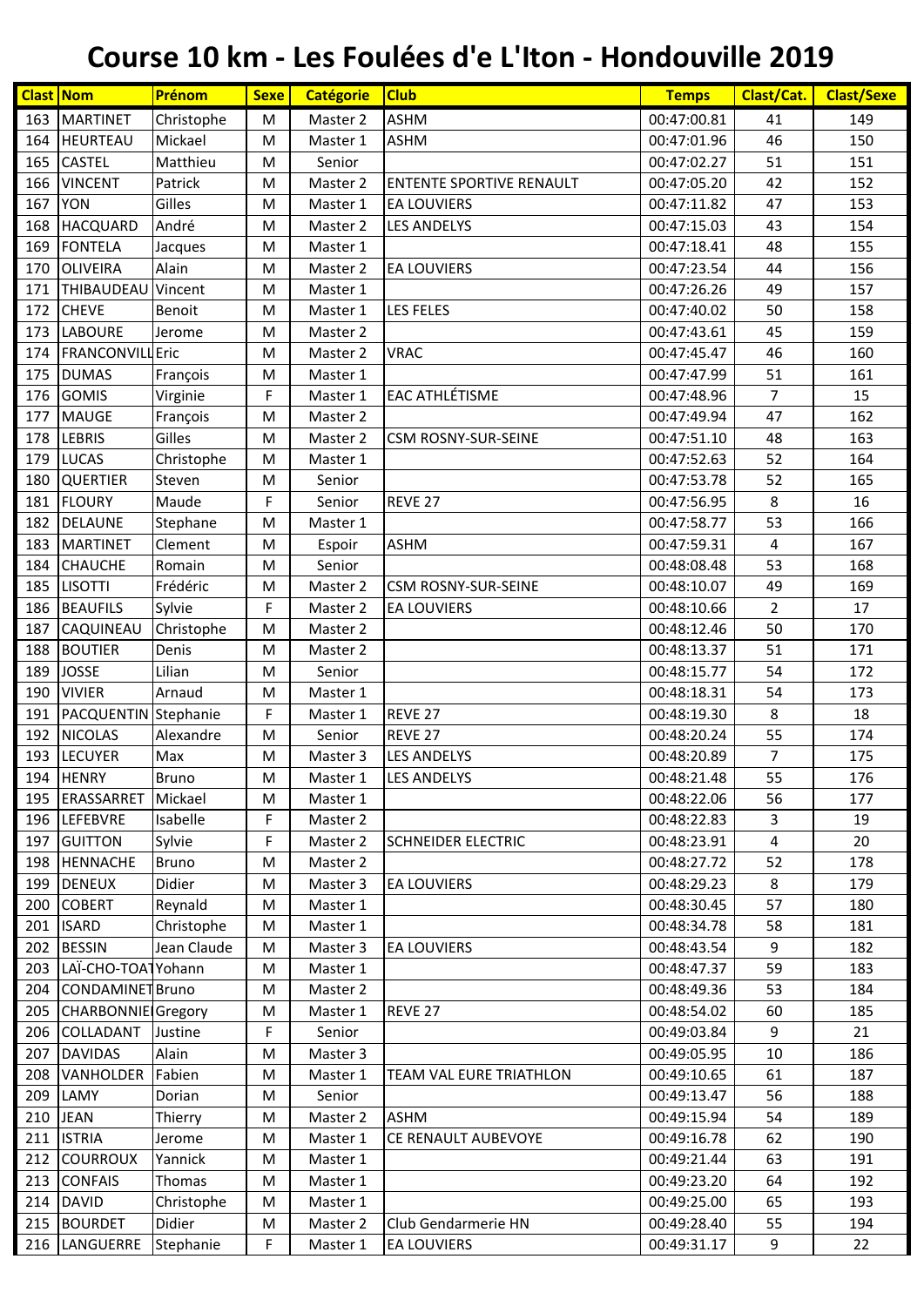# Course 10 km - Les Foulées d'e L'Iton - Hondouville 2019

| Clast | Nom | Prénom | Sexe | Catégorie | Club | Temps | Clast/Cat. | Clast/Sexe |
|---|---|---|---|---|---|---|---|---|
| 163 | MARTINET | Christophe | M | Master 2 | ASHM | 00:47:00.81 | 41 | 149 |
| 164 | HEURTEAU | Mickael | M | Master 1 | ASHM | 00:47:01.96 | 46 | 150 |
| 165 | CASTEL | Matthieu | M | Senior | | 00:47:02.27 | 51 | 151 |
| 166 | VINCENT | Patrick | M | Master 2 | ENTENTE SPORTIVE RENAULT | 00:47:05.20 | 42 | 152 |
| 167 | YON | Gilles | M | Master 1 | EA LOUVIERS | 00:47:11.82 | 47 | 153 |
| 168 | HACQUARD | André | M | Master 2 | LES ANDELYS | 00:47:15.03 | 43 | 154 |
| 169 | FONTELA | Jacques | M | Master 1 | | 00:47:18.41 | 48 | 155 |
| 170 | OLIVEIRA | Alain | M | Master 2 | EA LOUVIERS | 00:47:23.54 | 44 | 156 |
| 171 | THIBAUDEAU | Vincent | M | Master 1 | | 00:47:26.26 | 49 | 157 |
| 172 | CHEVE | Benoit | M | Master 1 | LES FELES | 00:47:40.02 | 50 | 158 |
| 173 | LABOURE | Jerome | M | Master 2 | | 00:47:43.61 | 45 | 159 |
| 174 | FRANCONVILL | Eric | M | Master 2 | VRAC | 00:47:45.47 | 46 | 160 |
| 175 | DUMAS | François | M | Master 1 | | 00:47:47.99 | 51 | 161 |
| 176 | GOMIS | Virginie | F | Master 1 | EAC ATHLÉTISME | 00:47:48.96 | 7 | 15 |
| 177 | MAUGE | François | M | Master 2 | | 00:47:49.94 | 47 | 162 |
| 178 | LEBRIS | Gilles | M | Master 2 | CSM ROSNY-SUR-SEINE | 00:47:51.10 | 48 | 163 |
| 179 | LUCAS | Christophe | M | Master 1 | | 00:47:52.63 | 52 | 164 |
| 180 | QUERTIER | Steven | M | Senior | | 00:47:53.78 | 52 | 165 |
| 181 | FLOURY | Maude | F | Senior | REVE 27 | 00:47:56.95 | 8 | 16 |
| 182 | DELAUNE | Stephane | M | Master 1 | | 00:47:58.77 | 53 | 166 |
| 183 | MARTINET | Clement | M | Espoir | ASHM | 00:47:59.31 | 4 | 167 |
| 184 | CHAUCHE | Romain | M | Senior | | 00:48:08.48 | 53 | 168 |
| 185 | LISOTTI | Frédéric | M | Master 2 | CSM ROSNY-SUR-SEINE | 00:48:10.07 | 49 | 169 |
| 186 | BEAUFILS | Sylvie | F | Master 2 | EA LOUVIERS | 00:48:10.66 | 2 | 17 |
| 187 | CAQUINEAU | Christophe | M | Master 2 | | 00:48:12.46 | 50 | 170 |
| 188 | BOUTIER | Denis | M | Master 2 | | 00:48:13.37 | 51 | 171 |
| 189 | JOSSE | Lilian | M | Senior | | 00:48:15.77 | 54 | 172 |
| 190 | VIVIER | Arnaud | M | Master 1 | | 00:48:18.31 | 54 | 173 |
| 191 | PACQUENTIN | Stephanie | F | Master 1 | REVE 27 | 00:48:19.30 | 8 | 18 |
| 192 | NICOLAS | Alexandre | M | Senior | REVE 27 | 00:48:20.24 | 55 | 174 |
| 193 | LECUYER | Max | M | Master 3 | LES ANDELYS | 00:48:20.89 | 7 | 175 |
| 194 | HENRY | Bruno | M | Master 1 | LES ANDELYS | 00:48:21.48 | 55 | 176 |
| 195 | ERASSARRET | Mickael | M | Master 1 | | 00:48:22.06 | 56 | 177 |
| 196 | LEFEBVRE | Isabelle | F | Master 2 | | 00:48:22.83 | 3 | 19 |
| 197 | GUITTON | Sylvie | F | Master 2 | SCHNEIDER ELECTRIC | 00:48:23.91 | 4 | 20 |
| 198 | HENNACHE | Bruno | M | Master 2 | | 00:48:27.72 | 52 | 178 |
| 199 | DENEUX | Didier | M | Master 3 | EA LOUVIERS | 00:48:29.23 | 8 | 179 |
| 200 | COBERT | Reynald | M | Master 1 | | 00:48:30.45 | 57 | 180 |
| 201 | ISARD | Christophe | M | Master 1 | | 00:48:34.78 | 58 | 181 |
| 202 | BESSIN | Jean Claude | M | Master 3 | EA LOUVIERS | 00:48:43.54 | 9 | 182 |
| 203 | LAÏ-CHO-TOAT | Yohann | M | Master 1 | | 00:48:47.37 | 59 | 183 |
| 204 | CONDAMINET | Bruno | M | Master 2 | | 00:48:49.36 | 53 | 184 |
| 205 | CHARBONNIE | Gregory | M | Master 1 | REVE 27 | 00:48:54.02 | 60 | 185 |
| 206 | COLLADANT | Justine | F | Senior | | 00:49:03.84 | 9 | 21 |
| 207 | DAVIDAS | Alain | M | Master 3 | | 00:49:05.95 | 10 | 186 |
| 208 | VANHOLDER | Fabien | M | Master 1 | TEAM VAL EURE TRIATHLON | 00:49:10.65 | 61 | 187 |
| 209 | LAMY | Dorian | M | Senior | | 00:49:13.47 | 56 | 188 |
| 210 | JEAN | Thierry | M | Master 2 | ASHM | 00:49:15.94 | 54 | 189 |
| 211 | ISTRIA | Jerome | M | Master 1 | CE RENAULT AUBEVOYE | 00:49:16.78 | 62 | 190 |
| 212 | COURROUX | Yannick | M | Master 1 | | 00:49:21.44 | 63 | 191 |
| 213 | CONFAIS | Thomas | M | Master 1 | | 00:49:23.20 | 64 | 192 |
| 214 | DAVID | Christophe | M | Master 1 | | 00:49:25.00 | 65 | 193 |
| 215 | BOURDET | Didier | M | Master 2 | Club Gendarmerie HN | 00:49:28.40 | 55 | 194 |
| 216 | LANGUERRE | Stephanie | F | Master 1 | EA LOUVIERS | 00:49:31.17 | 9 | 22 |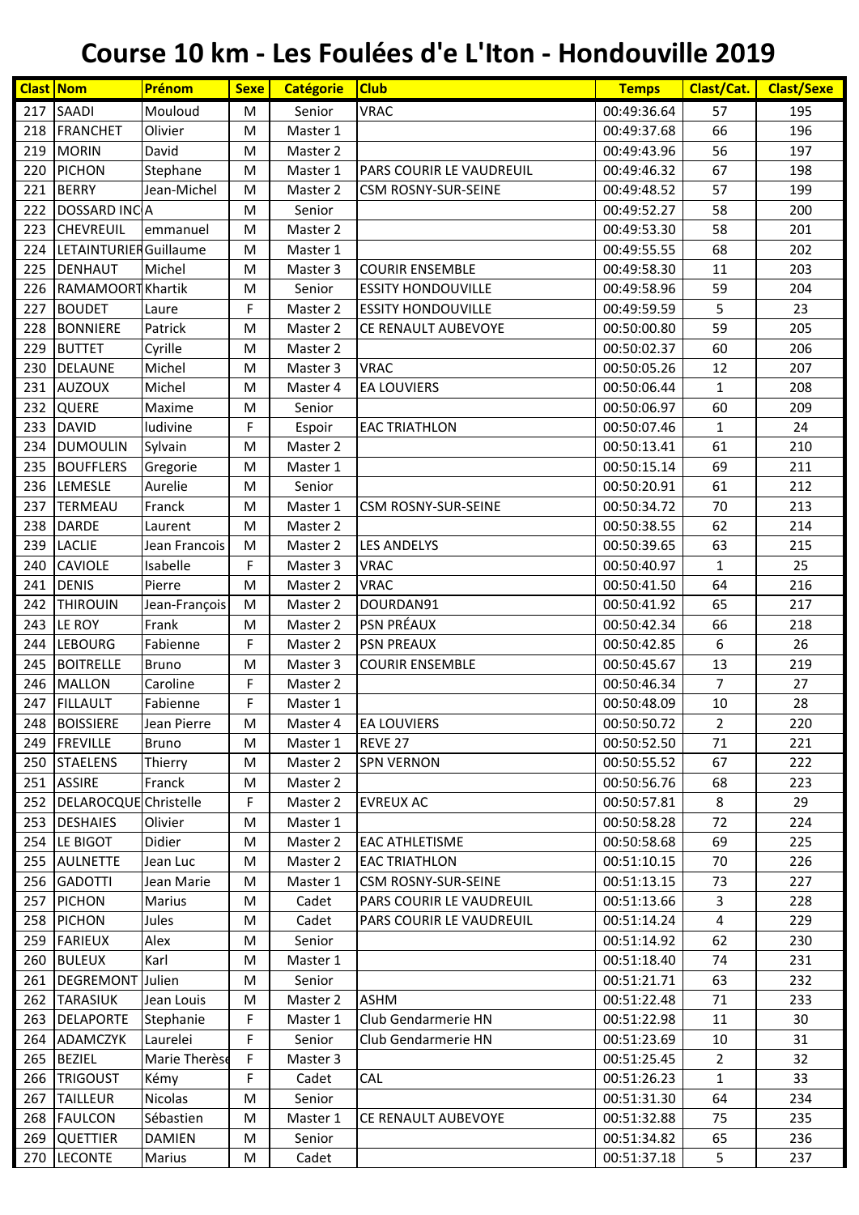# Course 10 km - Les Foulées d'e L'Iton - Hondouville 2019

| Clast | Nom | Prénom | Sexe | Catégorie | Club | Temps | Clast/Cat. | Clast/Sexe |
|---|---|---|---|---|---|---|---|---|
| 217 | SAADI | Mouloud | M | Senior | VRAC | 00:49:36.64 | 57 | 195 |
| 218 | FRANCHET | Olivier | M | Master 1 | | 00:49:37.68 | 66 | 196 |
| 219 | MORIN | David | M | Master 2 | | 00:49:43.96 | 56 | 197 |
| 220 | PICHON | Stephane | M | Master 1 | PARS COURIR LE VAUDREUIL | 00:49:46.32 | 67 | 198 |
| 221 | BERRY | Jean-Michel | M | Master 2 | CSM ROSNY-SUR-SEINE | 00:49:48.52 | 57 | 199 |
| 222 | DOSSARD INC | A | M | Senior | | 00:49:52.27 | 58 | 200 |
| 223 | CHEVREUIL | emmanuel | M | Master 2 | | 00:49:53.30 | 58 | 201 |
| 224 | LETAINTURIER | Guillaume | M | Master 1 | | 00:49:55.55 | 68 | 202 |
| 225 | DENHAUT | Michel | M | Master 3 | COURIR ENSEMBLE | 00:49:58.30 | 11 | 203 |
| 226 | RAMAMOORT | Khartik | M | Senior | ESSITY HONDOUVILLE | 00:49:58.96 | 59 | 204 |
| 227 | BOUDET | Laure | F | Master 2 | ESSITY HONDOUVILLE | 00:49:59.59 | 5 | 23 |
| 228 | BONNIERE | Patrick | M | Master 2 | CE RENAULT AUBEVOYE | 00:50:00.80 | 59 | 205 |
| 229 | BUTTET | Cyrille | M | Master 2 | | 00:50:02.37 | 60 | 206 |
| 230 | DELAUNE | Michel | M | Master 3 | VRAC | 00:50:05.26 | 12 | 207 |
| 231 | AUZOUX | Michel | M | Master 4 | EA LOUVIERS | 00:50:06.44 | 1 | 208 |
| 232 | QUERE | Maxime | M | Senior | | 00:50:06.97 | 60 | 209 |
| 233 | DAVID | ludivine | F | Espoir | EAC TRIATHLON | 00:50:07.46 | 1 | 24 |
| 234 | DUMOULIN | Sylvain | M | Master 2 | | 00:50:13.41 | 61 | 210 |
| 235 | BOUFFLERS | Gregorie | M | Master 1 | | 00:50:15.14 | 69 | 211 |
| 236 | LEMESLE | Aurelie | M | Senior | | 00:50:20.91 | 61 | 212 |
| 237 | TERMEAU | Franck | M | Master 1 | CSM ROSNY-SUR-SEINE | 00:50:34.72 | 70 | 213 |
| 238 | DARDE | Laurent | M | Master 2 | | 00:50:38.55 | 62 | 214 |
| 239 | LACLIE | Jean Francois | M | Master 2 | LES ANDELYS | 00:50:39.65 | 63 | 215 |
| 240 | CAVIOLE | Isabelle | F | Master 3 | VRAC | 00:50:40.97 | 1 | 25 |
| 241 | DENIS | Pierre | M | Master 2 | VRAC | 00:50:41.50 | 64 | 216 |
| 242 | THIROUIN | Jean-François | M | Master 2 | DOURDAN91 | 00:50:41.92 | 65 | 217 |
| 243 | LE ROY | Frank | M | Master 2 | PSN PRÉAUX | 00:50:42.34 | 66 | 218 |
| 244 | LEBOURG | Fabienne | F | Master 2 | PSN PREAUX | 00:50:42.85 | 6 | 26 |
| 245 | BOITRELLE | Bruno | M | Master 3 | COURIR ENSEMBLE | 00:50:45.67 | 13 | 219 |
| 246 | MALLON | Caroline | F | Master 2 | | 00:50:46.34 | 7 | 27 |
| 247 | FILLAULT | Fabienne | F | Master 1 | | 00:50:48.09 | 10 | 28 |
| 248 | BOISSIERE | Jean Pierre | M | Master 4 | EA LOUVIERS | 00:50:50.72 | 2 | 220 |
| 249 | FREVILLE | Bruno | M | Master 1 | REVE 27 | 00:50:52.50 | 71 | 221 |
| 250 | STAELENS | Thierry | M | Master 2 | SPN VERNON | 00:50:55.52 | 67 | 222 |
| 251 | ASSIRE | Franck | M | Master 2 | | 00:50:56.76 | 68 | 223 |
| 252 | DELAROCQUE | Christelle | F | Master 2 | EVREUX AC | 00:50:57.81 | 8 | 29 |
| 253 | DESHAIES | Olivier | M | Master 1 | | 00:50:58.28 | 72 | 224 |
| 254 | LE BIGOT | Didier | M | Master 2 | EAC ATHLETISME | 00:50:58.68 | 69 | 225 |
| 255 | AULNETTE | Jean Luc | M | Master 2 | EAC TRIATHLON | 00:51:10.15 | 70 | 226 |
| 256 | GADOTTI | Jean Marie | M | Master 1 | CSM ROSNY-SUR-SEINE | 00:51:13.15 | 73 | 227 |
| 257 | PICHON | Marius | M | Cadet | PARS COURIR LE VAUDREUIL | 00:51:13.66 | 3 | 228 |
| 258 | PICHON | Jules | M | Cadet | PARS COURIR LE VAUDREUIL | 00:51:14.24 | 4 | 229 |
| 259 | FARIEUX | Alex | M | Senior | | 00:51:14.92 | 62 | 230 |
| 260 | BULEUX | Karl | M | Master 1 | | 00:51:18.40 | 74 | 231 |
| 261 | DEGREMONT | Julien | M | Senior | | 00:51:21.71 | 63 | 232 |
| 262 | TARASIUK | Jean Louis | M | Master 2 | ASHM | 00:51:22.48 | 71 | 233 |
| 263 | DELAPORTE | Stephanie | F | Master 1 | Club Gendarmerie HN | 00:51:22.98 | 11 | 30 |
| 264 | ADAMCZYK | Laurelei | F | Senior | Club Gendarmerie HN | 00:51:23.69 | 10 | 31 |
| 265 | BEZIEL | Marie Therèse | F | Master 3 | | 00:51:25.45 | 2 | 32 |
| 266 | TRIGOUST | Kémy | F | Cadet | CAL | 00:51:26.23 | 1 | 33 |
| 267 | TAILLEUR | Nicolas | M | Senior | | 00:51:31.30 | 64 | 234 |
| 268 | FAULCON | Sébastien | M | Master 1 | CE RENAULT AUBEVOYE | 00:51:32.88 | 75 | 235 |
| 269 | QUETTIER | DAMIEN | M | Senior | | 00:51:34.82 | 65 | 236 |
| 270 | LECONTE | Marius | M | Cadet | | 00:51:37.18 | 5 | 237 |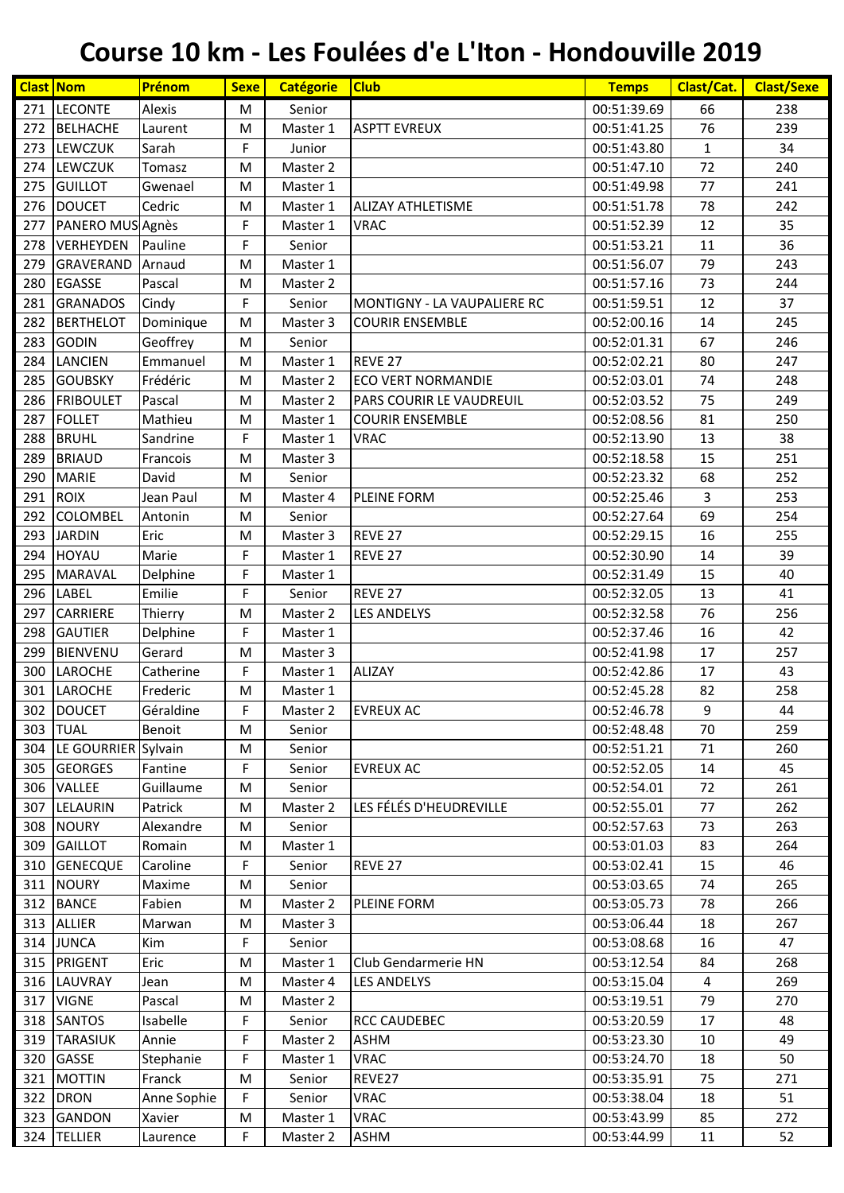# Course 10 km - Les Foulées d'e L'Iton - Hondouville 2019

| Clast | Nom | Prénom | Sexe | Catégorie | Club | Temps | Clast/Cat. | Clast/Sexe |
|---|---|---|---|---|---|---|---|---|
| 271 | LECONTE | Alexis | M | Senior | | 00:51:39.69 | 66 | 238 |
| 272 | BELHACHE | Laurent | M | Master 1 | ASPTT EVREUX | 00:51:41.25 | 76 | 239 |
| 273 | LEWCZUK | Sarah | F | Junior | | 00:51:43.80 | 1 | 34 |
| 274 | LEWCZUK | Tomasz | M | Master 2 | | 00:51:47.10 | 72 | 240 |
| 275 | GUILLOT | Gwenael | M | Master 1 | | 00:51:49.98 | 77 | 241 |
| 276 | DOUCET | Cedric | M | Master 1 | ALIZAY ATHLETISME | 00:51:51.78 | 78 | 242 |
| 277 | PANERO MUS | Agnès | F | Master 1 | VRAC | 00:51:52.39 | 12 | 35 |
| 278 | VERHEYDEN | Pauline | F | Senior | | 00:51:53.21 | 11 | 36 |
| 279 | GRAVERAND | Arnaud | M | Master 1 | | 00:51:56.07 | 79 | 243 |
| 280 | EGASSE | Pascal | M | Master 2 | | 00:51:57.16 | 73 | 244 |
| 281 | GRANADOS | Cindy | F | Senior | MONTIGNY - LA VAUPALIERE RC | 00:51:59.51 | 12 | 37 |
| 282 | BERTHELOT | Dominique | M | Master 3 | COURIR ENSEMBLE | 00:52:00.16 | 14 | 245 |
| 283 | GODIN | Geoffrey | M | Senior | | 00:52:01.31 | 67 | 246 |
| 284 | LANCIEN | Emmanuel | M | Master 1 | REVE 27 | 00:52:02.21 | 80 | 247 |
| 285 | GOUBSKY | Frédéric | M | Master 2 | ECO VERT NORMANDIE | 00:52:03.01 | 74 | 248 |
| 286 | FRIBOULET | Pascal | M | Master 2 | PARS COURIR LE VAUDREUIL | 00:52:03.52 | 75 | 249 |
| 287 | FOLLET | Mathieu | M | Master 1 | COURIR ENSEMBLE | 00:52:08.56 | 81 | 250 |
| 288 | BRUHL | Sandrine | F | Master 1 | VRAC | 00:52:13.90 | 13 | 38 |
| 289 | BRIAUD | Francois | M | Master 3 | | 00:52:18.58 | 15 | 251 |
| 290 | MARIE | David | M | Senior | | 00:52:23.32 | 68 | 252 |
| 291 | ROIX | Jean Paul | M | Master 4 | PLEINE FORM | 00:52:25.46 | 3 | 253 |
| 292 | COLOMBEL | Antonin | M | Senior | | 00:52:27.64 | 69 | 254 |
| 293 | JARDIN | Eric | M | Master 3 | REVE 27 | 00:52:29.15 | 16 | 255 |
| 294 | HOYAU | Marie | F | Master 1 | REVE 27 | 00:52:30.90 | 14 | 39 |
| 295 | MARAVAL | Delphine | F | Master 1 | | 00:52:31.49 | 15 | 40 |
| 296 | LABEL | Emilie | F | Senior | REVE 27 | 00:52:32.05 | 13 | 41 |
| 297 | CARRIERE | Thierry | M | Master 2 | LES ANDELYS | 00:52:32.58 | 76 | 256 |
| 298 | GAUTIER | Delphine | F | Master 1 | | 00:52:37.46 | 16 | 42 |
| 299 | BIENVENU | Gerard | M | Master 3 | | 00:52:41.98 | 17 | 257 |
| 300 | LAROCHE | Catherine | F | Master 1 | ALIZAY | 00:52:42.86 | 17 | 43 |
| 301 | LAROCHE | Frederic | M | Master 1 | | 00:52:45.28 | 82 | 258 |
| 302 | DOUCET | Géraldine | F | Master 2 | EVREUX AC | 00:52:46.78 | 9 | 44 |
| 303 | TUAL | Benoit | M | Senior | | 00:52:48.48 | 70 | 259 |
| 304 | LE GOURRIER | Sylvain | M | Senior | | 00:52:51.21 | 71 | 260 |
| 305 | GEORGES | Fantine | F | Senior | EVREUX AC | 00:52:52.05 | 14 | 45 |
| 306 | VALLEE | Guillaume | M | Senior | | 00:52:54.01 | 72 | 261 |
| 307 | LELAURIN | Patrick | M | Master 2 | LES FÉLÉS D'HEUDREVILLE | 00:52:55.01 | 77 | 262 |
| 308 | NOURY | Alexandre | M | Senior | | 00:52:57.63 | 73 | 263 |
| 309 | GAILLOT | Romain | M | Master 1 | | 00:53:01.03 | 83 | 264 |
| 310 | GENECQUE | Caroline | F | Senior | REVE 27 | 00:53:02.41 | 15 | 46 |
| 311 | NOURY | Maxime | M | Senior | | 00:53:03.65 | 74 | 265 |
| 312 | BANCE | Fabien | M | Master 2 | PLEINE FORM | 00:53:05.73 | 78 | 266 |
| 313 | ALLIER | Marwan | M | Master 3 | | 00:53:06.44 | 18 | 267 |
| 314 | JUNCA | Kim | F | Senior | | 00:53:08.68 | 16 | 47 |
| 315 | PRIGENT | Eric | M | Master 1 | Club Gendarmerie HN | 00:53:12.54 | 84 | 268 |
| 316 | LAUVRAY | Jean | M | Master 4 | LES ANDELYS | 00:53:15.04 | 4 | 269 |
| 317 | VIGNE | Pascal | M | Master 2 | | 00:53:19.51 | 79 | 270 |
| 318 | SANTOS | Isabelle | F | Senior | RCC CAUDEBEC | 00:53:20.59 | 17 | 48 |
| 319 | TARASIUK | Annie | F | Master 2 | ASHM | 00:53:23.30 | 10 | 49 |
| 320 | GASSE | Stephanie | F | Master 1 | VRAC | 00:53:24.70 | 18 | 50 |
| 321 | MOTTIN | Franck | M | Senior | REVE27 | 00:53:35.91 | 75 | 271 |
| 322 | DRON | Anne Sophie | F | Senior | VRAC | 00:53:38.04 | 18 | 51 |
| 323 | GANDON | Xavier | M | Master 1 | VRAC | 00:53:43.99 | 85 | 272 |
| 324 | TELLIER | Laurence | F | Master 2 | ASHM | 00:53:44.99 | 11 | 52 |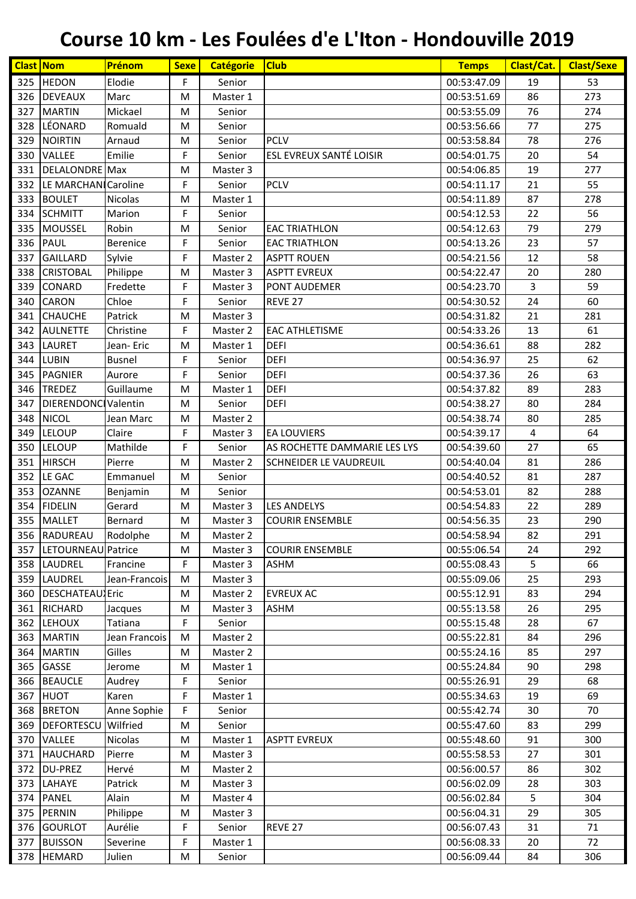# Course 10 km - Les Foulées d'e L'Iton - Hondouville 2019

| Clast | Nom | Prénom | Sexe | Catégorie | Club | Temps | Clast/Cat. | Clast/Sexe |
|---|---|---|---|---|---|---|---|---|
| 325 | HEDON | Elodie | F | Senior | | 00:53:47.09 | 19 | 53 |
| 326 | DEVEAUX | Marc | M | Master 1 | | 00:53:51.69 | 86 | 273 |
| 327 | MARTIN | Mickael | M | Senior | | 00:53:55.09 | 76 | 274 |
| 328 | LÉONARD | Romuald | M | Senior | | 00:53:56.66 | 77 | 275 |
| 329 | NOIRTIN | Arnaud | M | Senior | PCLV | 00:53:58.84 | 78 | 276 |
| 330 | VALLEE | Emilie | F | Senior | ESL EVREUX SANTÉ LOISIR | 00:54:01.75 | 20 | 54 |
| 331 | DELALONDRE | Max | M | Master 3 | | 00:54:06.85 | 19 | 277 |
| 332 | LE MARCHANI | Caroline | F | Senior | PCLV | 00:54:11.17 | 21 | 55 |
| 333 | BOULET | Nicolas | M | Master 1 | | 00:54:11.89 | 87 | 278 |
| 334 | SCHMITT | Marion | F | Senior | | 00:54:12.53 | 22 | 56 |
| 335 | MOUSSEL | Robin | M | Senior | EAC TRIATHLON | 00:54:12.63 | 79 | 279 |
| 336 | PAUL | Berenice | F | Senior | EAC TRIATHLON | 00:54:13.26 | 23 | 57 |
| 337 | GAILLARD | Sylvie | F | Master 2 | ASPTT ROUEN | 00:54:21.56 | 12 | 58 |
| 338 | CRISTOBAL | Philippe | M | Master 3 | ASPTT EVREUX | 00:54:22.47 | 20 | 280 |
| 339 | CONARD | Fredette | F | Master 3 | PONT AUDEMER | 00:54:23.70 | 3 | 59 |
| 340 | CARON | Chloe | F | Senior | REVE 27 | 00:54:30.52 | 24 | 60 |
| 341 | CHAUCHE | Patrick | M | Master 3 | | 00:54:31.82 | 21 | 281 |
| 342 | AULNETTE | Christine | F | Master 2 | EAC ATHLETISME | 00:54:33.26 | 13 | 61 |
| 343 | LAURET | Jean- Eric | M | Master 1 | DEFI | 00:54:36.61 | 88 | 282 |
| 344 | LUBIN | Busnel | F | Senior | DEFI | 00:54:36.97 | 25 | 62 |
| 345 | PAGNIER | Aurore | F | Senior | DEFI | 00:54:37.36 | 26 | 63 |
| 346 | TREDEZ | Guillaume | M | Master 1 | DEFI | 00:54:37.82 | 89 | 283 |
| 347 | DIERENDONCI | Valentin | M | Senior | DEFI | 00:54:38.27 | 80 | 284 |
| 348 | NICOL | Jean Marc | M | Master 2 | | 00:54:38.74 | 80 | 285 |
| 349 | LELOUP | Claire | F | Master 3 | EA LOUVIERS | 00:54:39.17 | 4 | 64 |
| 350 | LELOUP | Mathilde | F | Senior | AS ROCHETTE DAMMARIE LES LYS | 00:54:39.60 | 27 | 65 |
| 351 | HIRSCH | Pierre | M | Master 2 | SCHNEIDER LE VAUDREUIL | 00:54:40.04 | 81 | 286 |
| 352 | LE GAC | Emmanuel | M | Senior | | 00:54:40.52 | 81 | 287 |
| 353 | OZANNE | Benjamin | M | Senior | | 00:54:53.01 | 82 | 288 |
| 354 | FIDELIN | Gerard | M | Master 3 | LES ANDELYS | 00:54:54.83 | 22 | 289 |
| 355 | MALLET | Bernard | M | Master 3 | COURIR ENSEMBLE | 00:54:56.35 | 23 | 290 |
| 356 | RADUREAU | Rodolphe | M | Master 2 | | 00:54:58.94 | 82 | 291 |
| 357 | LETOURNEAU | Patrice | M | Master 3 | COURIR ENSEMBLE | 00:55:06.54 | 24 | 292 |
| 358 | LAUDREL | Francine | F | Master 3 | ASHM | 00:55:08.43 | 5 | 66 |
| 359 | LAUDREL | Jean-Francois | M | Master 3 | | 00:55:09.06 | 25 | 293 |
| 360 | DESCHATEAU | Eric | M | Master 2 | EVREUX AC | 00:55:12.91 | 83 | 294 |
| 361 | RICHARD | Jacques | M | Master 3 | ASHM | 00:55:13.58 | 26 | 295 |
| 362 | LEHOUX | Tatiana | F | Senior | | 00:55:15.48 | 28 | 67 |
| 363 | MARTIN | Jean Francois | M | Master 2 | | 00:55:22.81 | 84 | 296 |
| 364 | MARTIN | Gilles | M | Master 2 | | 00:55:24.16 | 85 | 297 |
| 365 | GASSE | Jerome | M | Master 1 | | 00:55:24.84 | 90 | 298 |
| 366 | BEAUCLE | Audrey | F | Senior | | 00:55:26.91 | 29 | 68 |
| 367 | HUOT | Karen | F | Master 1 | | 00:55:34.63 | 19 | 69 |
| 368 | BRETON | Anne Sophie | F | Senior | | 00:55:42.74 | 30 | 70 |
| 369 | DEFORTESCU | Wilfried | M | Senior | | 00:55:47.60 | 83 | 299 |
| 370 | VALLEE | Nicolas | M | Master 1 | ASPTT EVREUX | 00:55:48.60 | 91 | 300 |
| 371 | HAUCHARD | Pierre | M | Master 3 | | 00:55:58.53 | 27 | 301 |
| 372 | DU-PREZ | Hervé | M | Master 2 | | 00:56:00.57 | 86 | 302 |
| 373 | LAHAYE | Patrick | M | Master 3 | | 00:56:02.09 | 28 | 303 |
| 374 | PANEL | Alain | M | Master 4 | | 00:56:02.84 | 5 | 304 |
| 375 | PERNIN | Philippe | M | Master 3 | | 00:56:04.31 | 29 | 305 |
| 376 | GOURLOT | Aurélie | F | Senior | REVE 27 | 00:56:07.43 | 31 | 71 |
| 377 | BUISSON | Severine | F | Master 1 | | 00:56:08.33 | 20 | 72 |
| 378 | HEMARD | Julien | M | Senior | | 00:56:09.44 | 84 | 306 |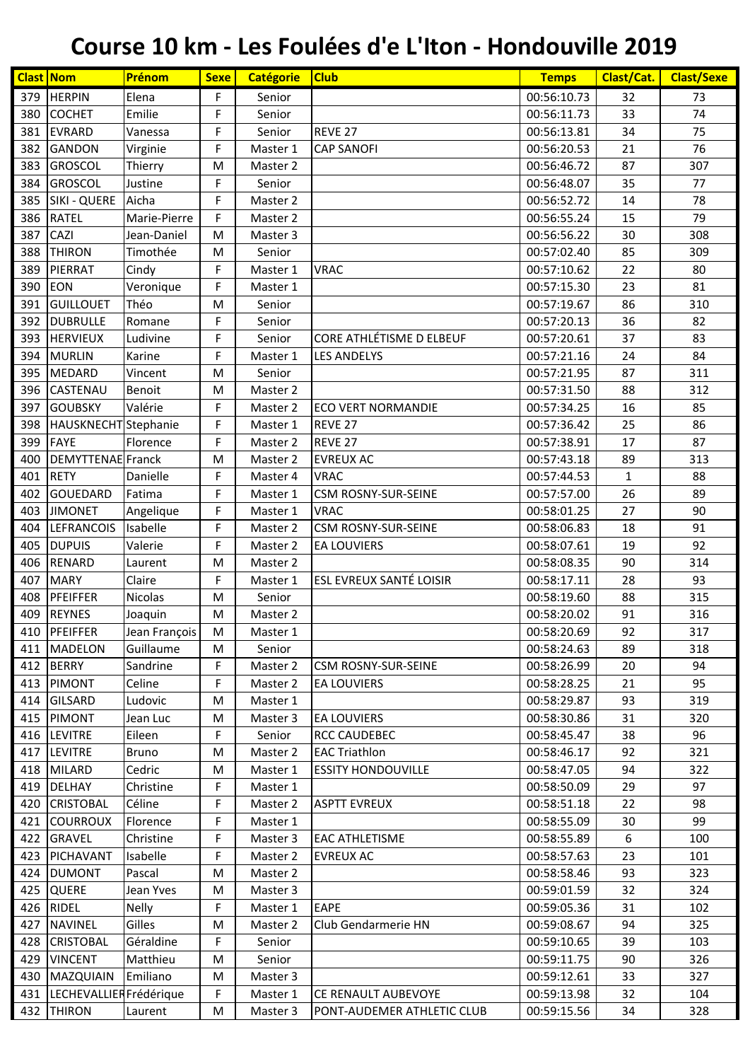# Course 10 km - Les Foulées d'e L'Iton - Hondouville 2019

| Clast | Nom | Prénom | Sexe | Catégorie | Club | Temps | Clast/Cat. | Clast/Sexe |
|---|---|---|---|---|---|---|---|---|
| 379 | HERPIN | Elena | F | Senior | | 00:56:10.73 | 32 | 73 |
| 380 | COCHET | Emilie | F | Senior | | 00:56:11.73 | 33 | 74 |
| 381 | EVRARD | Vanessa | F | Senior | REVE 27 | 00:56:13.81 | 34 | 75 |
| 382 | GANDON | Virginie | F | Master 1 | CAP SANOFI | 00:56:20.53 | 21 | 76 |
| 383 | GROSCOL | Thierry | M | Master 2 | | 00:56:46.72 | 87 | 307 |
| 384 | GROSCOL | Justine | F | Senior | | 00:56:48.07 | 35 | 77 |
| 385 | SIKI - QUERE | Aicha | F | Master 2 | | 00:56:52.72 | 14 | 78 |
| 386 | RATEL | Marie-Pierre | F | Master 2 | | 00:56:55.24 | 15 | 79 |
| 387 | CAZI | Jean-Daniel | M | Master 3 | | 00:56:56.22 | 30 | 308 |
| 388 | THIRON | Timothée | M | Senior | | 00:57:02.40 | 85 | 309 |
| 389 | PIERRAT | Cindy | F | Master 1 | VRAC | 00:57:10.62 | 22 | 80 |
| 390 | EON | Veronique | F | Master 1 | | 00:57:15.30 | 23 | 81 |
| 391 | GUILLOUET | Théo | M | Senior | | 00:57:19.67 | 86 | 310 |
| 392 | DUBRULLE | Romane | F | Senior | | 00:57:20.13 | 36 | 82 |
| 393 | HERVIEUX | Ludivine | F | Senior | CORE ATHLÉTISME D ELBEUF | 00:57:20.61 | 37 | 83 |
| 394 | MURLIN | Karine | F | Master 1 | LES ANDELYS | 00:57:21.16 | 24 | 84 |
| 395 | MEDARD | Vincent | M | Senior | | 00:57:21.95 | 87 | 311 |
| 396 | CASTENAU | Benoit | M | Master 2 | | 00:57:31.50 | 88 | 312 |
| 397 | GOUBSKY | Valérie | F | Master 2 | ECO VERT NORMANDIE | 00:57:34.25 | 16 | 85 |
| 398 | HAUSKNECHT | Stephanie | F | Master 1 | REVE 27 | 00:57:36.42 | 25 | 86 |
| 399 | FAYE | Florence | F | Master 2 | REVE 27 | 00:57:38.91 | 17 | 87 |
| 400 | DEMYTTENAE | Franck | M | Master 2 | EVREUX AC | 00:57:43.18 | 89 | 313 |
| 401 | RETY | Danielle | F | Master 4 | VRAC | 00:57:44.53 | 1 | 88 |
| 402 | GOUEDARD | Fatima | F | Master 1 | CSM ROSNY-SUR-SEINE | 00:57:57.00 | 26 | 89 |
| 403 | JIMONET | Angelique | F | Master 1 | VRAC | 00:58:01.25 | 27 | 90 |
| 404 | LEFRANCOIS | Isabelle | F | Master 2 | CSM ROSNY-SUR-SEINE | 00:58:06.83 | 18 | 91 |
| 405 | DUPUIS | Valerie | F | Master 2 | EA LOUVIERS | 00:58:07.61 | 19 | 92 |
| 406 | RENARD | Laurent | M | Master 2 | | 00:58:08.35 | 90 | 314 |
| 407 | MARY | Claire | F | Master 1 | ESL EVREUX SANTÉ LOISIR | 00:58:17.11 | 28 | 93 |
| 408 | PFEIFFER | Nicolas | M | Senior | | 00:58:19.60 | 88 | 315 |
| 409 | REYNES | Joaquin | M | Master 2 | | 00:58:20.02 | 91 | 316 |
| 410 | PFEIFFER | Jean François | M | Master 1 | | 00:58:20.69 | 92 | 317 |
| 411 | MADELON | Guillaume | M | Senior | | 00:58:24.63 | 89 | 318 |
| 412 | BERRY | Sandrine | F | Master 2 | CSM ROSNY-SUR-SEINE | 00:58:26.99 | 20 | 94 |
| 413 | PIMONT | Celine | F | Master 2 | EA LOUVIERS | 00:58:28.25 | 21 | 95 |
| 414 | GILSARD | Ludovic | M | Master 1 | | 00:58:29.87 | 93 | 319 |
| 415 | PIMONT | Jean Luc | M | Master 3 | EA LOUVIERS | 00:58:30.86 | 31 | 320 |
| 416 | LEVITRE | Eileen | F | Senior | RCC CAUDEBEC | 00:58:45.47 | 38 | 96 |
| 417 | LEVITRE | Bruno | M | Master 2 | EAC Triathlon | 00:58:46.17 | 92 | 321 |
| 418 | MILARD | Cedric | M | Master 1 | ESSITY HONDOUVILLE | 00:58:47.05 | 94 | 322 |
| 419 | DELHAY | Christine | F | Master 1 | | 00:58:50.09 | 29 | 97 |
| 420 | CRISTOBAL | Céline | F | Master 2 | ASPTT EVREUX | 00:58:51.18 | 22 | 98 |
| 421 | COURROUX | Florence | F | Master 1 | | 00:58:55.09 | 30 | 99 |
| 422 | GRAVEL | Christine | F | Master 3 | EAC ATHLETISME | 00:58:55.89 | 6 | 100 |
| 423 | PICHAVANT | Isabelle | F | Master 2 | EVREUX AC | 00:58:57.63 | 23 | 101 |
| 424 | DUMONT | Pascal | M | Master 2 | | 00:58:58.46 | 93 | 323 |
| 425 | QUERE | Jean Yves | M | Master 3 | | 00:59:01.59 | 32 | 324 |
| 426 | RIDEL | Nelly | F | Master 1 | EAPE | 00:59:05.36 | 31 | 102 |
| 427 | NAVINEL | Gilles | M | Master 2 | Club Gendarmerie HN | 00:59:08.67 | 94 | 325 |
| 428 | CRISTOBAL | Géraldine | F | Senior | | 00:59:10.65 | 39 | 103 |
| 429 | VINCENT | Matthieu | M | Senior | | 00:59:11.75 | 90 | 326 |
| 430 | MAZQUIAIN | Emiliano | M | Master 3 | | 00:59:12.61 | 33 | 327 |
| 431 | LECHEVALLIER | Frédérique | F | Master 1 | CE RENAULT AUBEVOYE | 00:59:13.98 | 32 | 104 |
| 432 | THIRON | Laurent | M | Master 3 | PONT-AUDEMER ATHLETIC CLUB | 00:59:15.56 | 34 | 328 |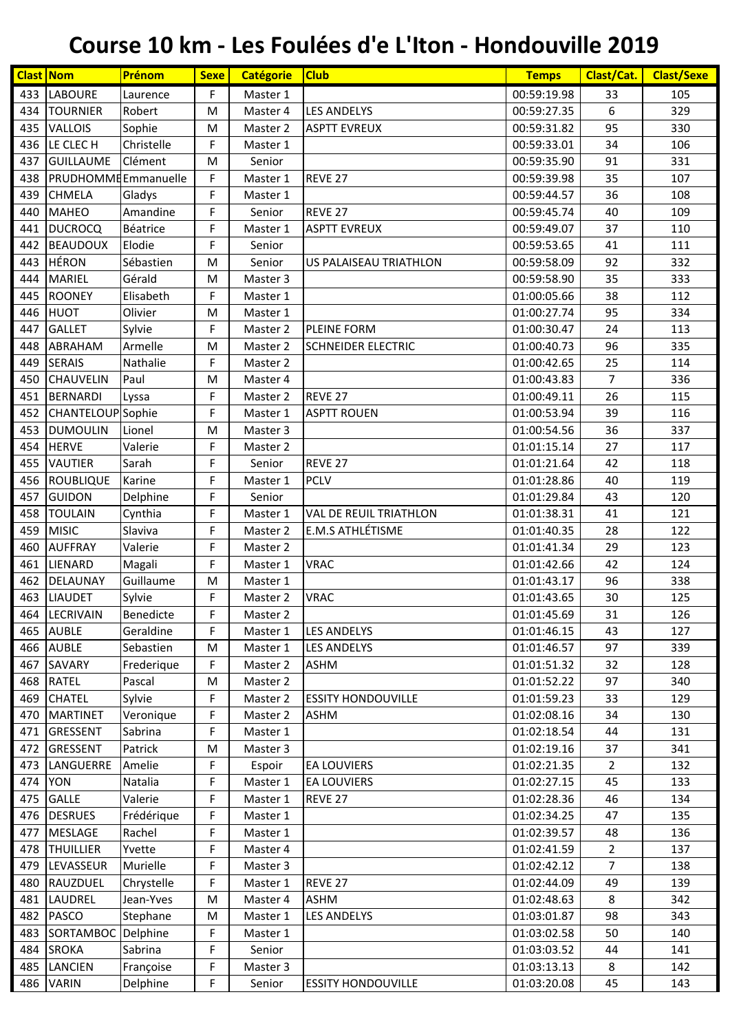# Course 10 km - Les Foulées d'e L'Iton - Hondouville 2019

| Clast | Nom | Prénom | Sexe | Catégorie | Club | Temps | Clast/Cat. | Clast/Sexe |
|---|---|---|---|---|---|---|---|---|
| 433 | LABOURE | Laurence | F | Master 1 | | 00:59:19.98 | 33 | 105 |
| 434 | TOURNIER | Robert | M | Master 4 | LES ANDELYS | 00:59:27.35 | 6 | 329 |
| 435 | VALLOIS | Sophie | M | Master 2 | ASPTT EVREUX | 00:59:31.82 | 95 | 330 |
| 436 | LE CLEC H | Christelle | F | Master 1 | | 00:59:33.01 | 34 | 106 |
| 437 | GUILLAUME | Clément | M | Senior | | 00:59:35.90 | 91 | 331 |
| 438 | PRUDHOMME | Emmanuelle | F | Master 1 | REVE 27 | 00:59:39.98 | 35 | 107 |
| 439 | CHMELA | Gladys | F | Master 1 | | 00:59:44.57 | 36 | 108 |
| 440 | MAHEO | Amandine | F | Senior | REVE 27 | 00:59:45.74 | 40 | 109 |
| 441 | DUCROCQ | Béatrice | F | Master 1 | ASPTT EVREUX | 00:59:49.07 | 37 | 110 |
| 442 | BEAUDOUX | Elodie | F | Senior | | 00:59:53.65 | 41 | 111 |
| 443 | HÉRON | Sébastien | M | Senior | US PALAISEAU TRIATHLON | 00:59:58.09 | 92 | 332 |
| 444 | MARIEL | Gérald | M | Master 3 | | 00:59:58.90 | 35 | 333 |
| 445 | ROONEY | Elisabeth | F | Master 1 | | 01:00:05.66 | 38 | 112 |
| 446 | HUOT | Olivier | M | Master 1 | | 01:00:27.74 | 95 | 334 |
| 447 | GALLET | Sylvie | F | Master 2 | PLEINE FORM | 01:00:30.47 | 24 | 113 |
| 448 | ABRAHAM | Armelle | M | Master 2 | SCHNEIDER ELECTRIC | 01:00:40.73 | 96 | 335 |
| 449 | SERAIS | Nathalie | F | Master 2 | | 01:00:42.65 | 25 | 114 |
| 450 | CHAUVELIN | Paul | M | Master 4 | | 01:00:43.83 | 7 | 336 |
| 451 | BERNARDI | Lyssa | F | Master 2 | REVE 27 | 01:00:49.11 | 26 | 115 |
| 452 | CHANTELOUP | Sophie | F | Master 1 | ASPTT ROUEN | 01:00:53.94 | 39 | 116 |
| 453 | DUMOULIN | Lionel | M | Master 3 | | 01:00:54.56 | 36 | 337 |
| 454 | HERVE | Valerie | F | Master 2 | | 01:01:15.14 | 27 | 117 |
| 455 | VAUTIER | Sarah | F | Senior | REVE 27 | 01:01:21.64 | 42 | 118 |
| 456 | ROUBLIQUE | Karine | F | Master 1 | PCLV | 01:01:28.86 | 40 | 119 |
| 457 | GUIDON | Delphine | F | Senior | | 01:01:29.84 | 43 | 120 |
| 458 | TOULAIN | Cynthia | F | Master 1 | VAL DE REUIL TRIATHLON | 01:01:38.31 | 41 | 121 |
| 459 | MISIC | Slaviva | F | Master 2 | E.M.S ATHLÉTISME | 01:01:40.35 | 28 | 122 |
| 460 | AUFFRAY | Valerie | F | Master 2 | | 01:01:41.34 | 29 | 123 |
| 461 | LIENARD | Magali | F | Master 1 | VRAC | 01:01:42.66 | 42 | 124 |
| 462 | DELAUNAY | Guillaume | M | Master 1 | | 01:01:43.17 | 96 | 338 |
| 463 | LIAUDET | Sylvie | F | Master 2 | VRAC | 01:01:43.65 | 30 | 125 |
| 464 | LECRIVAIN | Benedicte | F | Master 2 | | 01:01:45.69 | 31 | 126 |
| 465 | AUBLE | Geraldine | F | Master 1 | LES ANDELYS | 01:01:46.15 | 43 | 127 |
| 466 | AUBLE | Sebastien | M | Master 1 | LES ANDELYS | 01:01:46.57 | 97 | 339 |
| 467 | SAVARY | Frederique | F | Master 2 | ASHM | 01:01:51.32 | 32 | 128 |
| 468 | RATEL | Pascal | M | Master 2 | | 01:01:52.22 | 97 | 340 |
| 469 | CHATEL | Sylvie | F | Master 2 | ESSITY HONDOUVILLE | 01:01:59.23 | 33 | 129 |
| 470 | MARTINET | Veronique | F | Master 2 | ASHM | 01:02:08.16 | 34 | 130 |
| 471 | GRESSENT | Sabrina | F | Master 1 | | 01:02:18.54 | 44 | 131 |
| 472 | GRESSENT | Patrick | M | Master 3 | | 01:02:19.16 | 37 | 341 |
| 473 | LANGUERRE | Amelie | F | Espoir | EA LOUVIERS | 01:02:21.35 | 2 | 132 |
| 474 | YON | Natalia | F | Master 1 | EA LOUVIERS | 01:02:27.15 | 45 | 133 |
| 475 | GALLE | Valerie | F | Master 1 | REVE 27 | 01:02:28.36 | 46 | 134 |
| 476 | DESRUES | Frédérique | F | Master 1 | | 01:02:34.25 | 47 | 135 |
| 477 | MESLAGE | Rachel | F | Master 1 | | 01:02:39.57 | 48 | 136 |
| 478 | THUILLIER | Yvette | F | Master 4 | | 01:02:41.59 | 2 | 137 |
| 479 | LEVASSEUR | Murielle | F | Master 3 | | 01:02:42.12 | 7 | 138 |
| 480 | RAUZDUEL | Chrystelle | F | Master 1 | REVE 27 | 01:02:44.09 | 49 | 139 |
| 481 | LAUDREL | Jean-Yves | M | Master 4 | ASHM | 01:02:48.63 | 8 | 342 |
| 482 | PASCO | Stephane | M | Master 1 | LES ANDELYS | 01:03:01.87 | 98 | 343 |
| 483 | SORTAMBOC | Delphine | F | Master 1 | | 01:03:02.58 | 50 | 140 |
| 484 | SROKA | Sabrina | F | Senior | | 01:03:03.52 | 44 | 141 |
| 485 | LANCIEN | Françoise | F | Master 3 | | 01:03:13.13 | 8 | 142 |
| 486 | VARIN | Delphine | F | Senior | ESSITY HONDOUVILLE | 01:03:20.08 | 45 | 143 |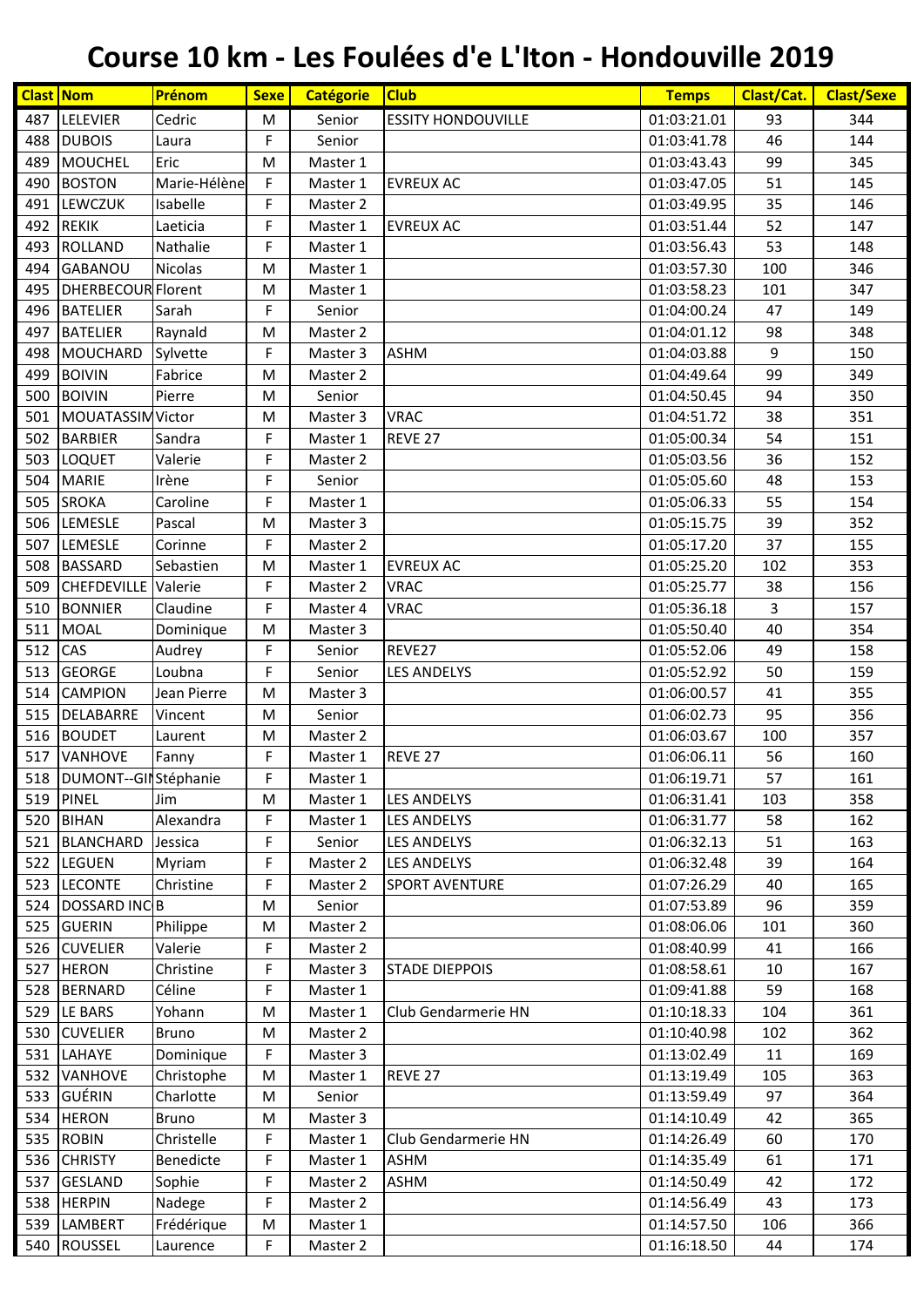# Course 10 km - Les Foulées d'e L'Iton - Hondouville 2019

| Clast | Nom | Prénom | Sexe | Catégorie | Club | Temps | Clast/Cat. | Clast/Sexe |
|---|---|---|---|---|---|---|---|---|
| 487 | LELEVIER | Cedric | M | Senior | ESSITY HONDOUVILLE | 01:03:21.01 | 93 | 344 |
| 488 | DUBOIS | Laura | F | Senior | | 01:03:41.78 | 46 | 144 |
| 489 | MOUCHEL | Eric | M | Master 1 | | 01:03:43.43 | 99 | 345 |
| 490 | BOSTON | Marie-Hélène | F | Master 1 | EVREUX AC | 01:03:47.05 | 51 | 145 |
| 491 | LEWCZUK | Isabelle | F | Master 2 | | 01:03:49.95 | 35 | 146 |
| 492 | REKIK | Laeticia | F | Master 1 | EVREUX AC | 01:03:51.44 | 52 | 147 |
| 493 | ROLLAND | Nathalie | F | Master 1 | | 01:03:56.43 | 53 | 148 |
| 494 | GABANOU | Nicolas | M | Master 1 | | 01:03:57.30 | 100 | 346 |
| 495 | DHERBECOUR | Florent | M | Master 1 | | 01:03:58.23 | 101 | 347 |
| 496 | BATELIER | Sarah | F | Senior | | 01:04:00.24 | 47 | 149 |
| 497 | BATELIER | Raynald | M | Master 2 | | 01:04:01.12 | 98 | 348 |
| 498 | MOUCHARD | Sylvette | F | Master 3 | ASHM | 01:04:03.88 | 9 | 150 |
| 499 | BOIVIN | Fabrice | M | Master 2 | | 01:04:49.64 | 99 | 349 |
| 500 | BOIVIN | Pierre | M | Senior | | 01:04:50.45 | 94 | 350 |
| 501 | MOUATASSIM | Victor | M | Master 3 | VRAC | 01:04:51.72 | 38 | 351 |
| 502 | BARBIER | Sandra | F | Master 1 | REVE 27 | 01:05:00.34 | 54 | 151 |
| 503 | LOQUET | Valerie | F | Master 2 | | 01:05:03.56 | 36 | 152 |
| 504 | MARIE | Irène | F | Senior | | 01:05:05.60 | 48 | 153 |
| 505 | SROKA | Caroline | F | Master 1 | | 01:05:06.33 | 55 | 154 |
| 506 | LEMESLE | Pascal | M | Master 3 | | 01:05:15.75 | 39 | 352 |
| 507 | LEMESLE | Corinne | F | Master 2 | | 01:05:17.20 | 37 | 155 |
| 508 | BASSARD | Sebastien | M | Master 1 | EVREUX AC | 01:05:25.20 | 102 | 353 |
| 509 | CHEFDEVILLE | Valerie | F | Master 2 | VRAC | 01:05:25.77 | 38 | 156 |
| 510 | BONNIER | Claudine | F | Master 4 | VRAC | 01:05:36.18 | 3 | 157 |
| 511 | MOAL | Dominique | M | Master 3 | | 01:05:50.40 | 40 | 354 |
| 512 | CAS | Audrey | F | Senior | REVE27 | 01:05:52.06 | 49 | 158 |
| 513 | GEORGE | Loubna | F | Senior | LES ANDELYS | 01:05:52.92 | 50 | 159 |
| 514 | CAMPION | Jean Pierre | M | Master 3 | | 01:06:00.57 | 41 | 355 |
| 515 | DELABARRE | Vincent | M | Senior | | 01:06:02.73 | 95 | 356 |
| 516 | BOUDET | Laurent | M | Master 2 | | 01:06:03.67 | 100 | 357 |
| 517 | VANHOVE | Fanny | F | Master 1 | REVE 27 | 01:06:06.11 | 56 | 160 |
| 518 | DUMONT--GIN | Stéphanie | F | Master 1 | | 01:06:19.71 | 57 | 161 |
| 519 | PINEL | Jim | M | Master 1 | LES ANDELYS | 01:06:31.41 | 103 | 358 |
| 520 | BIHAN | Alexandra | F | Master 1 | LES ANDELYS | 01:06:31.77 | 58 | 162 |
| 521 | BLANCHARD | Jessica | F | Senior | LES ANDELYS | 01:06:32.13 | 51 | 163 |
| 522 | LEGUEN | Myriam | F | Master 2 | LES ANDELYS | 01:06:32.48 | 39 | 164 |
| 523 | LECONTE | Christine | F | Master 2 | SPORT AVENTURE | 01:07:26.29 | 40 | 165 |
| 524 | DOSSARD INC | B | M | Senior | | 01:07:53.89 | 96 | 359 |
| 525 | GUERIN | Philippe | M | Master 2 | | 01:08:06.06 | 101 | 360 |
| 526 | CUVELIER | Valerie | F | Master 2 | | 01:08:40.99 | 41 | 166 |
| 527 | HERON | Christine | F | Master 3 | STADE DIEPPOIS | 01:08:58.61 | 10 | 167 |
| 528 | BERNARD | Céline | F | Master 1 | | 01:09:41.88 | 59 | 168 |
| 529 | LE BARS | Yohann | M | Master 1 | Club Gendarmerie HN | 01:10:18.33 | 104 | 361 |
| 530 | CUVELIER | Bruno | M | Master 2 | | 01:10:40.98 | 102 | 362 |
| 531 | LAHAYE | Dominique | F | Master 3 | | 01:13:02.49 | 11 | 169 |
| 532 | VANHOVE | Christophe | M | Master 1 | REVE 27 | 01:13:19.49 | 105 | 363 |
| 533 | GUÉRIN | Charlotte | M | Senior | | 01:13:59.49 | 97 | 364 |
| 534 | HERON | Bruno | M | Master 3 | | 01:14:10.49 | 42 | 365 |
| 535 | ROBIN | Christelle | F | Master 1 | Club Gendarmerie HN | 01:14:26.49 | 60 | 170 |
| 536 | CHRISTY | Benedicte | F | Master 1 | ASHM | 01:14:35.49 | 61 | 171 |
| 537 | GESLAND | Sophie | F | Master 2 | ASHM | 01:14:50.49 | 42 | 172 |
| 538 | HERPIN | Nadege | F | Master 2 | | 01:14:56.49 | 43 | 173 |
| 539 | LAMBERT | Frédérique | M | Master 1 | | 01:14:57.50 | 106 | 366 |
| 540 | ROUSSEL | Laurence | F | Master 2 | | 01:16:18.50 | 44 | 174 |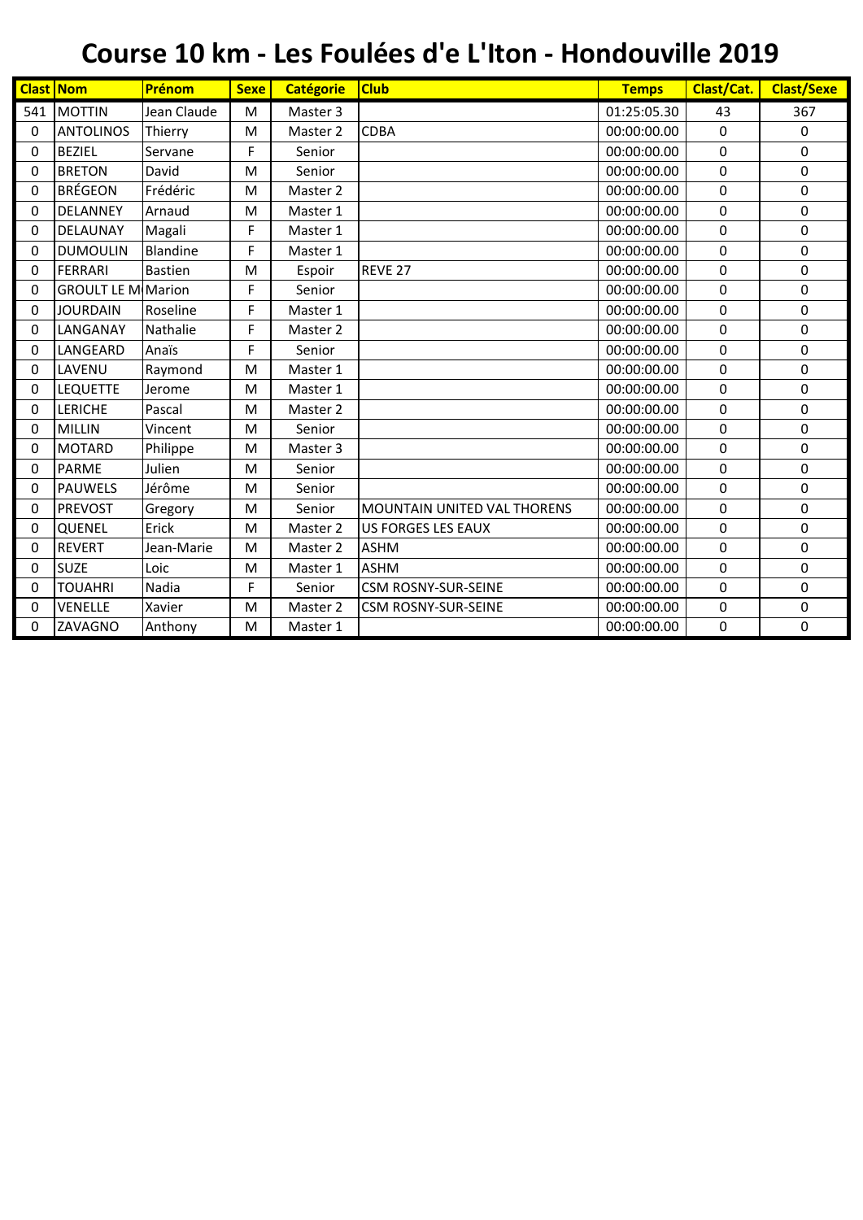# Course 10 km - Les Foulées d'e L'Iton - Hondouville 2019

| Clast | Nom | Prénom | Sexe | Catégorie | Club | Temps | Clast/Cat. | Clast/Sexe |
|---|---|---|---|---|---|---|---|---|
| 541 | MOTTIN | Jean Claude | M | Master 3 | | 01:25:05.30 | 43 | 367 |
| 0 | ANTOLINOS | Thierry | M | Master 2 | CDBA | 00:00:00.00 | 0 | 0 |
| 0 | BEZIEL | Servane | F | Senior | | 00:00:00.00 | 0 | 0 |
| 0 | BRETON | David | M | Senior | | 00:00:00.00 | 0 | 0 |
| 0 | BRÉGEON | Frédéric | M | Master 2 | | 00:00:00.00 | 0 | 0 |
| 0 | DELANNEY | Arnaud | M | Master 1 | | 00:00:00.00 | 0 | 0 |
| 0 | DELAUNAY | Magali | F | Master 1 | | 00:00:00.00 | 0 | 0 |
| 0 | DUMOULIN | Blandine | F | Master 1 | | 00:00:00.00 | 0 | 0 |
| 0 | FERRARI | Bastien | M | Espoir | REVE 27 | 00:00:00.00 | 0 | 0 |
| 0 | GROULT LE M | Marion | F | Senior | | 00:00:00.00 | 0 | 0 |
| 0 | JOURDAIN | Roseline | F | Master 1 | | 00:00:00.00 | 0 | 0 |
| 0 | LANGANAY | Nathalie | F | Master 2 | | 00:00:00.00 | 0 | 0 |
| 0 | LANGEARD | Anaïs | F | Senior | | 00:00:00.00 | 0 | 0 |
| 0 | LAVENU | Raymond | M | Master 1 | | 00:00:00.00 | 0 | 0 |
| 0 | LEQUETTE | Jerome | M | Master 1 | | 00:00:00.00 | 0 | 0 |
| 0 | LERICHE | Pascal | M | Master 2 | | 00:00:00.00 | 0 | 0 |
| 0 | MILLIN | Vincent | M | Senior | | 00:00:00.00 | 0 | 0 |
| 0 | MOTARD | Philippe | M | Master 3 | | 00:00:00.00 | 0 | 0 |
| 0 | PARME | Julien | M | Senior | | 00:00:00.00 | 0 | 0 |
| 0 | PAUWELS | Jérôme | M | Senior | | 00:00:00.00 | 0 | 0 |
| 0 | PREVOST | Gregory | M | Senior | MOUNTAIN UNITED VAL THORENS | 00:00:00.00 | 0 | 0 |
| 0 | QUENEL | Erick | M | Master 2 | US FORGES LES EAUX | 00:00:00.00 | 0 | 0 |
| 0 | REVERT | Jean-Marie | M | Master 2 | ASHM | 00:00:00.00 | 0 | 0 |
| 0 | SUZE | Loic | M | Master 1 | ASHM | 00:00:00.00 | 0 | 0 |
| 0 | TOUAHRI | Nadia | F | Senior | CSM ROSNY-SUR-SEINE | 00:00:00.00 | 0 | 0 |
| 0 | VENELLE | Xavier | M | Master 2 | CSM ROSNY-SUR-SEINE | 00:00:00.00 | 0 | 0 |
| 0 | ZAVAGNO | Anthony | M | Master 1 | | 00:00:00.00 | 0 | 0 |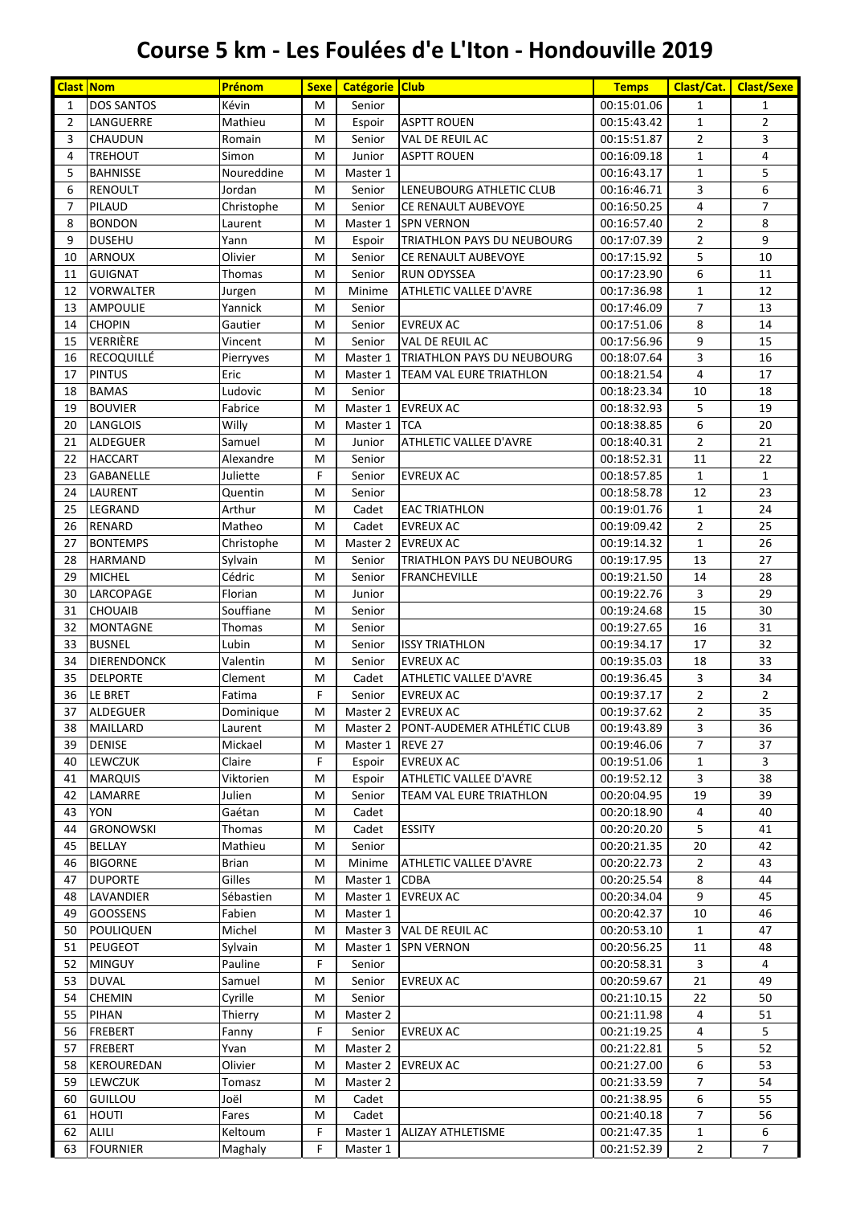# Course 5 km - Les Foulées d'e L'Iton - Hondouville 2019

| Clast | Nom | Prénom | Sexe | Catégorie | Club | Temps | Clast/Cat. | Clast/Sexe |
|---|---|---|---|---|---|---|---|---|
| 1 | DOS SANTOS | Kévin | M | Senior | | 00:15:01.06 | 1 | 1 |
| 2 | LANGUERRE | Mathieu | M | Espoir | ASPTT ROUEN | 00:15:43.42 | 1 | 2 |
| 3 | CHAUDUN | Romain | M | Senior | VAL DE REUIL AC | 00:15:51.87 | 2 | 3 |
| 4 | TREHOUT | Simon | M | Junior | ASPTT ROUEN | 00:16:09.18 | 1 | 4 |
| 5 | BAHNISSE | Noureddine | M | Master 1 | | 00:16:43.17 | 1 | 5 |
| 6 | RENOULT | Jordan | M | Senior | LENEUBOURG ATHLETIC CLUB | 00:16:46.71 | 3 | 6 |
| 7 | PILAUD | Christophe | M | Senior | CE RENAULT AUBEVOYE | 00:16:50.25 | 4 | 7 |
| 8 | BONDON | Laurent | M | Master 1 | SPN VERNON | 00:16:57.40 | 2 | 8 |
| 9 | DUSEHU | Yann | M | Espoir | TRIATHLON PAYS DU NEUBOURG | 00:17:07.39 | 2 | 9 |
| 10 | ARNOUX | Olivier | M | Senior | CE RENAULT AUBEVOYE | 00:17:15.92 | 5 | 10 |
| 11 | GUIGNAT | Thomas | M | Senior | RUN ODYSSEA | 00:17:23.90 | 6 | 11 |
| 12 | VORWALTER | Jurgen | M | Minime | ATHLETIC VALLEE D'AVRE | 00:17:36.98 | 1 | 12 |
| 13 | AMPOULIE | Yannick | M | Senior | | 00:17:46.09 | 7 | 13 |
| 14 | CHOPIN | Gautier | M | Senior | EVREUX AC | 00:17:51.06 | 8 | 14 |
| 15 | VERRIÈRE | Vincent | M | Senior | VAL DE REUIL AC | 00:17:56.96 | 9 | 15 |
| 16 | RECOQUILLÉ | Pierryves | M | Master 1 | TRIATHLON PAYS DU NEUBOURG | 00:18:07.64 | 3 | 16 |
| 17 | PINTUS | Eric | M | Master 1 | TEAM VAL EURE TRIATHLON | 00:18:21.54 | 4 | 17 |
| 18 | BAMAS | Ludovic | M | Senior | | 00:18:23.34 | 10 | 18 |
| 19 | BOUVIER | Fabrice | M | Master 1 | EVREUX AC | 00:18:32.93 | 5 | 19 |
| 20 | LANGLOIS | Willy | M | Master 1 | TCA | 00:18:38.85 | 6 | 20 |
| 21 | ALDEGUER | Samuel | M | Junior | ATHLETIC VALLEE D'AVRE | 00:18:40.31 | 2 | 21 |
| 22 | HACCART | Alexandre | M | Senior | | 00:18:52.31 | 11 | 22 |
| 23 | GABANELLE | Juliette | F | Senior | EVREUX AC | 00:18:57.85 | 1 | 1 |
| 24 | LAURENT | Quentin | M | Senior | | 00:18:58.78 | 12 | 23 |
| 25 | LEGRAND | Arthur | M | Cadet | EAC TRIATHLON | 00:19:01.76 | 1 | 24 |
| 26 | RENARD | Matheo | M | Cadet | EVREUX AC | 00:19:09.42 | 2 | 25 |
| 27 | BONTEMPS | Christophe | M | Master 2 | EVREUX AC | 00:19:14.32 | 1 | 26 |
| 28 | HARMAND | Sylvain | M | Senior | TRIATHLON PAYS DU NEUBOURG | 00:19:17.95 | 13 | 27 |
| 29 | MICHEL | Cédric | M | Senior | FRANCHEVILLE | 00:19:21.50 | 14 | 28 |
| 30 | LARCOPAGE | Florian | M | Junior | | 00:19:22.76 | 3 | 29 |
| 31 | CHOUAIB | Souffiane | M | Senior | | 00:19:24.68 | 15 | 30 |
| 32 | MONTAGNE | Thomas | M | Senior | | 00:19:27.65 | 16 | 31 |
| 33 | BUSNEL | Lubin | M | Senior | ISSY TRIATHLON | 00:19:34.17 | 17 | 32 |
| 34 | DIERENDONCK | Valentin | M | Senior | EVREUX AC | 00:19:35.03 | 18 | 33 |
| 35 | DELPORTE | Clement | M | Cadet | ATHLETIC VALLEE D'AVRE | 00:19:36.45 | 3 | 34 |
| 36 | LE BRET | Fatima | F | Senior | EVREUX AC | 00:19:37.17 | 2 | 2 |
| 37 | ALDEGUER | Dominique | M | Master 2 | EVREUX AC | 00:19:37.62 | 2 | 35 |
| 38 | MAILLARD | Laurent | M | Master 2 | PONT-AUDEMER ATHLÉTIC CLUB | 00:19:43.89 | 3 | 36 |
| 39 | DENISE | Mickael | M | Master 1 | REVE 27 | 00:19:46.06 | 7 | 37 |
| 40 | LEWCZUK | Claire | F | Espoir | EVREUX AC | 00:19:51.06 | 1 | 3 |
| 41 | MARQUIS | Viktorien | M | Espoir | ATHLETIC VALLEE D'AVRE | 00:19:52.12 | 3 | 38 |
| 42 | LAMARRE | Julien | M | Senior | TEAM VAL EURE TRIATHLON | 00:20:04.95 | 19 | 39 |
| 43 | YON | Gaétan | M | Cadet | | 00:20:18.90 | 4 | 40 |
| 44 | GRONOWSKI | Thomas | M | Cadet | ESSITY | 00:20:20.20 | 5 | 41 |
| 45 | BELLAY | Mathieu | M | Senior | | 00:20:21.35 | 20 | 42 |
| 46 | BIGORNE | Brian | M | Minime | ATHLETIC VALLEE D'AVRE | 00:20:22.73 | 2 | 43 |
| 47 | DUPORTE | Gilles | M | Master 1 | CDBA | 00:20:25.54 | 8 | 44 |
| 48 | LAVANDIER | Sébastien | M | Master 1 | EVREUX AC | 00:20:34.04 | 9 | 45 |
| 49 | GOOSSENS | Fabien | M | Master 1 | | 00:20:42.37 | 10 | 46 |
| 50 | POULIQUEN | Michel | M | Master 3 | VAL DE REUIL AC | 00:20:53.10 | 1 | 47 |
| 51 | PEUGEOT | Sylvain | M | Master 1 | SPN VERNON | 00:20:56.25 | 11 | 48 |
| 52 | MINGUY | Pauline | F | Senior | | 00:20:58.31 | 3 | 4 |
| 53 | DUVAL | Samuel | M | Senior | EVREUX AC | 00:20:59.67 | 21 | 49 |
| 54 | CHEMIN | Cyrille | M | Senior | | 00:21:10.15 | 22 | 50 |
| 55 | PIHAN | Thierry | M | Master 2 | | 00:21:11.98 | 4 | 51 |
| 56 | FREBERT | Fanny | F | Senior | EVREUX AC | 00:21:19.25 | 4 | 5 |
| 57 | FREBERT | Yvan | M | Master 2 | | 00:21:22.81 | 5 | 52 |
| 58 | KEROUREDAN | Olivier | M | Master 2 | EVREUX AC | 00:21:27.00 | 6 | 53 |
| 59 | LEWCZUK | Tomasz | M | Master 2 | | 00:21:33.59 | 7 | 54 |
| 60 | GUILLOU | Joël | M | Cadet | | 00:21:38.95 | 6 | 55 |
| 61 | HOUTI | Fares | M | Cadet | | 00:21:40.18 | 7 | 56 |
| 62 | ALILI | Keltoum | F | Master 1 | ALIZAY ATHLETISME | 00:21:47.35 | 1 | 6 |
| 63 | FOURNIER | Maghaly | F | Master 1 | | 00:21:52.39 | 2 | 7 |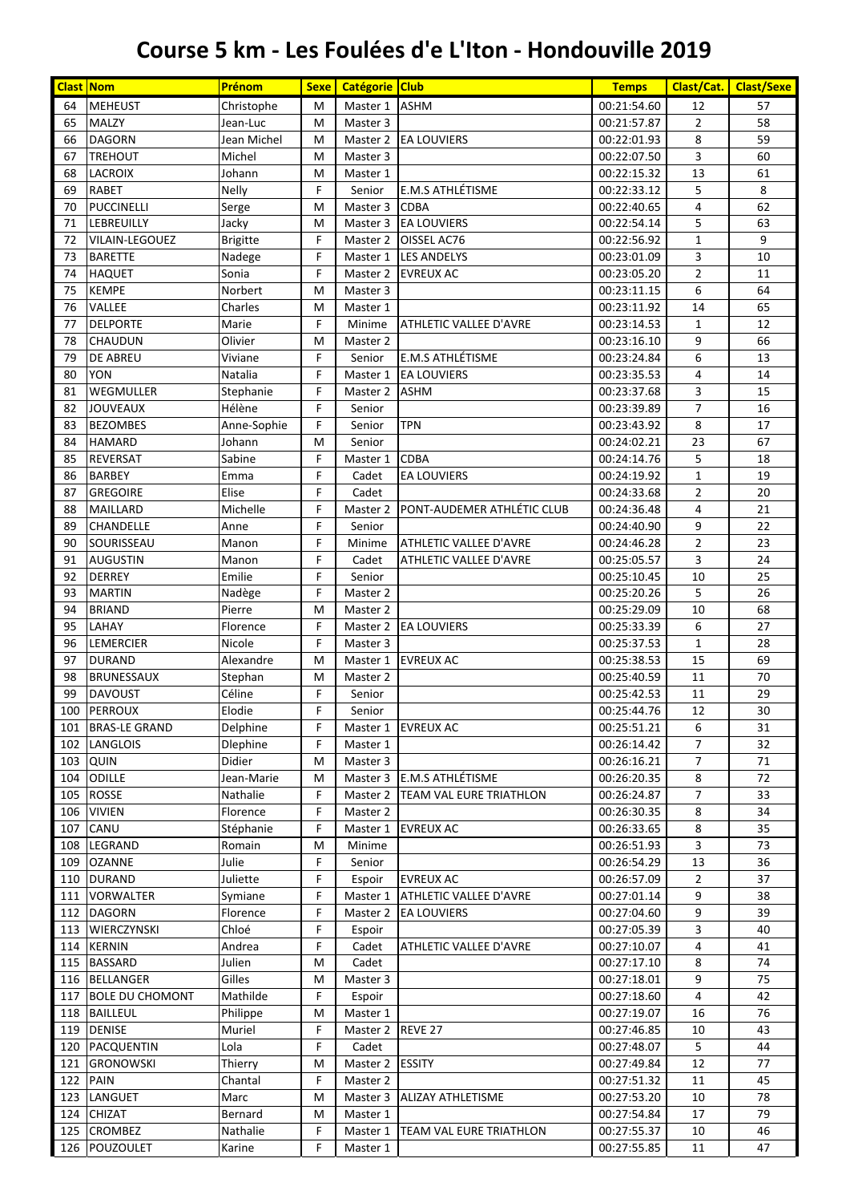# Course 5 km - Les Foulées d'e L'Iton - Hondouville 2019

| Clast | Nom | Prénom | Sexe | Catégorie | Club | Temps | Clast/Cat. | Clast/Sexe |
|---|---|---|---|---|---|---|---|---|
| 64 | MEHEUST | Christophe | M | Master 1 | ASHM | 00:21:54.60 | 12 | 57 |
| 65 | MALZY | Jean-Luc | M | Master 3 | | 00:21:57.87 | 2 | 58 |
| 66 | DAGORN | Jean Michel | M | Master 2 | EA LOUVIERS | 00:22:01.93 | 8 | 59 |
| 67 | TREHOUT | Michel | M | Master 3 | | 00:22:07.50 | 3 | 60 |
| 68 | LACROIX | Johann | M | Master 1 | | 00:22:15.32 | 13 | 61 |
| 69 | RABET | Nelly | F | Senior | E.M.S ATHLÉTISME | 00:22:33.12 | 5 | 8 |
| 70 | PUCCINELLI | Serge | M | Master 3 | CDBA | 00:22:40.65 | 4 | 62 |
| 71 | LEBREUILLY | Jacky | M | Master 3 | EA LOUVIERS | 00:22:54.14 | 5 | 63 |
| 72 | VILAIN-LEGOUEZ | Brigitte | F | Master 2 | OISSEL AC76 | 00:22:56.92 | 1 | 9 |
| 73 | BARETTE | Nadege | F | Master 1 | LES ANDELYS | 00:23:01.09 | 3 | 10 |
| 74 | HAQUET | Sonia | F | Master 2 | EVREUX AC | 00:23:05.20 | 2 | 11 |
| 75 | KEMPE | Norbert | M | Master 3 | | 00:23:11.15 | 6 | 64 |
| 76 | VALLEE | Charles | M | Master 1 | | 00:23:11.92 | 14 | 65 |
| 77 | DELPORTE | Marie | F | Minime | ATHLETIC VALLEE D'AVRE | 00:23:14.53 | 1 | 12 |
| 78 | CHAUDUN | Olivier | M | Master 2 | | 00:23:16.10 | 9 | 66 |
| 79 | DE ABREU | Viviane | F | Senior | E.M.S ATHLÉTISME | 00:23:24.84 | 6 | 13 |
| 80 | YON | Natalia | F | Master 1 | EA LOUVIERS | 00:23:35.53 | 4 | 14 |
| 81 | WEGMULLER | Stephanie | F | Master 2 | ASHM | 00:23:37.68 | 3 | 15 |
| 82 | JOUVEAUX | Hélène | F | Senior | | 00:23:39.89 | 7 | 16 |
| 83 | BEZOMBES | Anne-Sophie | F | Senior | TPN | 00:23:43.92 | 8 | 17 |
| 84 | HAMARD | Johann | M | Senior | | 00:24:02.21 | 23 | 67 |
| 85 | REVERSAT | Sabine | F | Master 1 | CDBA | 00:24:14.76 | 5 | 18 |
| 86 | BARBEY | Emma | F | Cadet | EA LOUVIERS | 00:24:19.92 | 1 | 19 |
| 87 | GREGOIRE | Elise | F | Cadet | | 00:24:33.68 | 2 | 20 |
| 88 | MAILLARD | Michelle | F | Master 2 | PONT-AUDEMER ATHLÉTIC CLUB | 00:24:36.48 | 4 | 21 |
| 89 | CHANDELLE | Anne | F | Senior | | 00:24:40.90 | 9 | 22 |
| 90 | SOURISSEAU | Manon | F | Minime | ATHLETIC VALLEE D'AVRE | 00:24:46.28 | 2 | 23 |
| 91 | AUGUSTIN | Manon | F | Cadet | ATHLETIC VALLEE D'AVRE | 00:25:05.57 | 3 | 24 |
| 92 | DERREY | Emilie | F | Senior | | 00:25:10.45 | 10 | 25 |
| 93 | MARTIN | Nadège | F | Master 2 | | 00:25:20.26 | 5 | 26 |
| 94 | BRIAND | Pierre | M | Master 2 | | 00:25:29.09 | 10 | 68 |
| 95 | LAHAY | Florence | F | Master 2 | EA LOUVIERS | 00:25:33.39 | 6 | 27 |
| 96 | LEMERCIER | Nicole | F | Master 3 | | 00:25:37.53 | 1 | 28 |
| 97 | DURAND | Alexandre | M | Master 1 | EVREUX AC | 00:25:38.53 | 15 | 69 |
| 98 | BRUNESSAUX | Stephan | M | Master 2 | | 00:25:40.59 | 11 | 70 |
| 99 | DAVOUST | Céline | F | Senior | | 00:25:42.53 | 11 | 29 |
| 100 | PERROUX | Elodie | F | Senior | | 00:25:44.76 | 12 | 30 |
| 101 | BRAS-LE GRAND | Delphine | F | Master 1 | EVREUX AC | 00:25:51.21 | 6 | 31 |
| 102 | LANGLOIS | Dlephine | F | Master 1 | | 00:26:14.42 | 7 | 32 |
| 103 | QUIN | Didier | M | Master 3 | | 00:26:16.21 | 7 | 71 |
| 104 | ODILLE | Jean-Marie | M | Master 3 | E.M.S ATHLÉTISME | 00:26:20.35 | 8 | 72 |
| 105 | ROSSE | Nathalie | F | Master 2 | TEAM VAL EURE TRIATHLON | 00:26:24.87 | 7 | 33 |
| 106 | VIVIEN | Florence | F | Master 2 | | 00:26:30.35 | 8 | 34 |
| 107 | CANU | Stéphanie | F | Master 1 | EVREUX AC | 00:26:33.65 | 8 | 35 |
| 108 | LEGRAND | Romain | M | Minime | | 00:26:51.93 | 3 | 73 |
| 109 | OZANNE | Julie | F | Senior | | 00:26:54.29 | 13 | 36 |
| 110 | DURAND | Juliette | F | Espoir | EVREUX AC | 00:26:57.09 | 2 | 37 |
| 111 | VORWALTER | Symiane | F | Master 1 | ATHLETIC VALLEE D'AVRE | 00:27:01.14 | 9 | 38 |
| 112 | DAGORN | Florence | F | Master 2 | EA LOUVIERS | 00:27:04.60 | 9 | 39 |
| 113 | WIERCZYNSKI | Chloé | F | Espoir | | 00:27:05.39 | 3 | 40 |
| 114 | KERNIN | Andrea | F | Cadet | ATHLETIC VALLEE D'AVRE | 00:27:10.07 | 4 | 41 |
| 115 | BASSARD | Julien | M | Cadet | | 00:27:17.10 | 8 | 74 |
| 116 | BELLANGER | Gilles | M | Master 3 | | 00:27:18.01 | 9 | 75 |
| 117 | BOLE DU CHOMONT | Mathilde | F | Espoir | | 00:27:18.60 | 4 | 42 |
| 118 | BAILLEUL | Philippe | M | Master 1 | | 00:27:19.07 | 16 | 76 |
| 119 | DENISE | Muriel | F | Master 2 | REVE 27 | 00:27:46.85 | 10 | 43 |
| 120 | PACQUENTIN | Lola | F | Cadet | | 00:27:48.07 | 5 | 44 |
| 121 | GRONOWSKI | Thierry | M | Master 2 | ESSITY | 00:27:49.84 | 12 | 77 |
| 122 | PAIN | Chantal | F | Master 2 | | 00:27:51.32 | 11 | 45 |
| 123 | LANGUET | Marc | M | Master 3 | ALIZAY ATHLETISME | 00:27:53.20 | 10 | 78 |
| 124 | CHIZAT | Bernard | M | Master 1 | | 00:27:54.84 | 17 | 79 |
| 125 | CROMBEZ | Nathalie | F | Master 1 | TEAM VAL EURE TRIATHLON | 00:27:55.37 | 10 | 46 |
| 126 | POUZOULET | Karine | F | Master 1 | | 00:27:55.85 | 11 | 47 |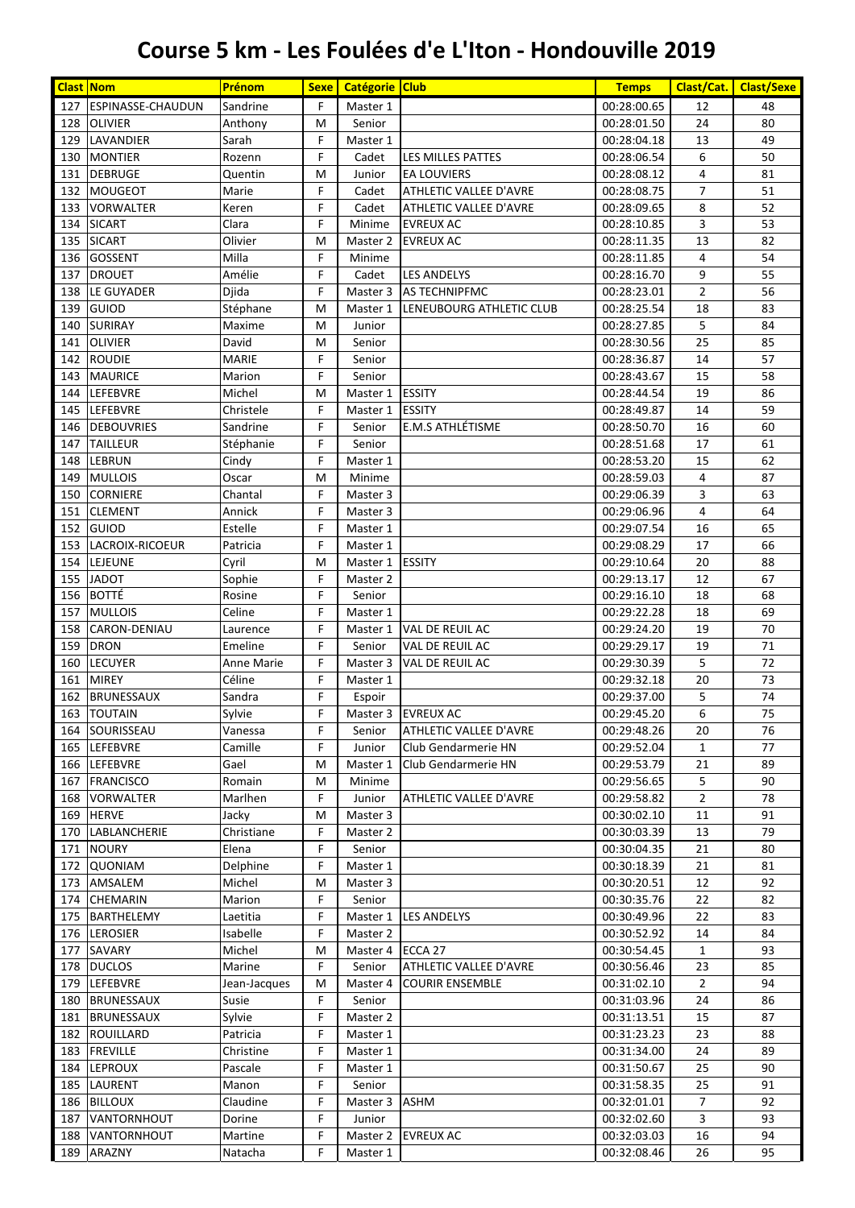# Course 5 km - Les Foulées d'e L'Iton - Hondouville 2019

| Clast | Nom | Prénom | Sexe | Catégorie | Club | Temps | Clast/Cat. | Clast/Sexe |
|---|---|---|---|---|---|---|---|---|
| 127 | ESPINASSE-CHAUDUN | Sandrine | F | Master 1 | | 00:28:00.65 | 12 | 48 |
| 128 | OLIVIER | Anthony | M | Senior | | 00:28:01.50 | 24 | 80 |
| 129 | LAVANDIER | Sarah | F | Master 1 | | 00:28:04.18 | 13 | 49 |
| 130 | MONTIER | Rozenn | F | Cadet | LES MILLES PATTES | 00:28:06.54 | 6 | 50 |
| 131 | DEBRUGE | Quentin | M | Junior | EA LOUVIERS | 00:28:08.12 | 4 | 81 |
| 132 | MOUGEOT | Marie | F | Cadet | ATHLETIC VALLEE D'AVRE | 00:28:08.75 | 7 | 51 |
| 133 | VORWALTER | Keren | F | Cadet | ATHLETIC VALLEE D'AVRE | 00:28:09.65 | 8 | 52 |
| 134 | SICART | Clara | F | Minime | EVREUX AC | 00:28:10.85 | 3 | 53 |
| 135 | SICART | Olivier | M | Master 2 | EVREUX AC | 00:28:11.35 | 13 | 82 |
| 136 | GOSSENT | Milla | F | Minime | | 00:28:11.85 | 4 | 54 |
| 137 | DROUET | Amélie | F | Cadet | LES ANDELYS | 00:28:16.70 | 9 | 55 |
| 138 | LE GUYADER | Djida | F | Master 3 | AS TECHNIPFMC | 00:28:23.01 | 2 | 56 |
| 139 | GUIOD | Stéphane | M | Master 1 | LENEUBOURG ATHLETIC CLUB | 00:28:25.54 | 18 | 83 |
| 140 | SURIRAY | Maxime | M | Junior | | 00:28:27.85 | 5 | 84 |
| 141 | OLIVIER | David | M | Senior | | 00:28:30.56 | 25 | 85 |
| 142 | ROUDIE | MARIE | F | Senior | | 00:28:36.87 | 14 | 57 |
| 143 | MAURICE | Marion | F | Senior | | 00:28:43.67 | 15 | 58 |
| 144 | LEFEBVRE | Michel | M | Master 1 | ESSITY | 00:28:44.54 | 19 | 86 |
| 145 | LEFEBVRE | Christele | F | Master 1 | ESSITY | 00:28:49.87 | 14 | 59 |
| 146 | DEBOUVRIES | Sandrine | F | Senior | E.M.S ATHLÉTISME | 00:28:50.70 | 16 | 60 |
| 147 | TAILLEUR | Stéphanie | F | Senior | | 00:28:51.68 | 17 | 61 |
| 148 | LEBRUN | Cindy | F | Master 1 | | 00:28:53.20 | 15 | 62 |
| 149 | MULLOIS | Oscar | M | Minime | | 00:28:59.03 | 4 | 87 |
| 150 | CORNIERE | Chantal | F | Master 3 | | 00:29:06.39 | 3 | 63 |
| 151 | CLEMENT | Annick | F | Master 3 | | 00:29:06.96 | 4 | 64 |
| 152 | GUIOD | Estelle | F | Master 1 | | 00:29:07.54 | 16 | 65 |
| 153 | LACROIX-RICOEUR | Patricia | F | Master 1 | | 00:29:08.29 | 17 | 66 |
| 154 | LEJEUNE | Cyril | M | Master 1 | ESSITY | 00:29:10.64 | 20 | 88 |
| 155 | JADOT | Sophie | F | Master 2 | | 00:29:13.17 | 12 | 67 |
| 156 | BOTTÉ | Rosine | F | Senior | | 00:29:16.10 | 18 | 68 |
| 157 | MULLOIS | Celine | F | Master 1 | | 00:29:22.28 | 18 | 69 |
| 158 | CARON-DENIAU | Laurence | F | Master 1 | VAL DE REUIL AC | 00:29:24.20 | 19 | 70 |
| 159 | DRON | Emeline | F | Senior | VAL DE REUIL AC | 00:29:29.17 | 19 | 71 |
| 160 | LECUYER | Anne Marie | F | Master 3 | VAL DE REUIL AC | 00:29:30.39 | 5 | 72 |
| 161 | MIREY | Céline | F | Master 1 | | 00:29:32.18 | 20 | 73 |
| 162 | BRUNESSAUX | Sandra | F | Espoir | | 00:29:37.00 | 5 | 74 |
| 163 | TOUTAIN | Sylvie | F | Master 3 | EVREUX AC | 00:29:45.20 | 6 | 75 |
| 164 | SOURISSEAU | Vanessa | F | Senior | ATHLETIC VALLEE D'AVRE | 00:29:48.26 | 20 | 76 |
| 165 | LEFEBVRE | Camille | F | Junior | Club Gendarmerie HN | 00:29:52.04 | 1 | 77 |
| 166 | LEFEBVRE | Gael | M | Master 1 | Club Gendarmerie HN | 00:29:53.79 | 21 | 89 |
| 167 | FRANCISCO | Romain | M | Minime | | 00:29:56.65 | 5 | 90 |
| 168 | VORWALTER | Marlhen | F | Junior | ATHLETIC VALLEE D'AVRE | 00:29:58.82 | 2 | 78 |
| 169 | HERVE | Jacky | M | Master 3 | | 00:30:02.10 | 11 | 91 |
| 170 | LABLANCHERIE | Christiane | F | Master 2 | | 00:30:03.39 | 13 | 79 |
| 171 | NOURY | Elena | F | Senior | | 00:30:04.35 | 21 | 80 |
| 172 | QUONIAM | Delphine | F | Master 1 | | 00:30:18.39 | 21 | 81 |
| 173 | AMSALEM | Michel | M | Master 3 | | 00:30:20.51 | 12 | 92 |
| 174 | CHEMARIN | Marion | F | Senior | | 00:30:35.76 | 22 | 82 |
| 175 | BARTHELEMY | Laetitia | F | Master 1 | LES ANDELYS | 00:30:49.96 | 22 | 83 |
| 176 | LEROSIER | Isabelle | F | Master 2 | | 00:30:52.92 | 14 | 84 |
| 177 | SAVARY | Michel | M | Master 4 | ECCA 27 | 00:30:54.45 | 1 | 93 |
| 178 | DUCLOS | Marine | F | Senior | ATHLETIC VALLEE D'AVRE | 00:30:56.46 | 23 | 85 |
| 179 | LEFEBVRE | Jean-Jacques | M | Master 4 | COURIR ENSEMBLE | 00:31:02.10 | 2 | 94 |
| 180 | BRUNESSAUX | Susie | F | Senior | | 00:31:03.96 | 24 | 86 |
| 181 | BRUNESSAUX | Sylvie | F | Master 2 | | 00:31:13.51 | 15 | 87 |
| 182 | ROUILLARD | Patricia | F | Master 1 | | 00:31:23.23 | 23 | 88 |
| 183 | FREVILLE | Christine | F | Master 1 | | 00:31:34.00 | 24 | 89 |
| 184 | LEPROUX | Pascale | F | Master 1 | | 00:31:50.67 | 25 | 90 |
| 185 | LAURENT | Manon | F | Senior | | 00:31:58.35 | 25 | 91 |
| 186 | BILLOUX | Claudine | F | Master 3 | ASHM | 00:32:01.01 | 7 | 92 |
| 187 | VANTORNHOUT | Dorine | F | Junior | | 00:32:02.60 | 3 | 93 |
| 188 | VANTORNHOUT | Martine | F | Master 2 | EVREUX AC | 00:32:03.03 | 16 | 94 |
| 189 | ARAZNY | Natacha | F | Master 1 | | 00:32:08.46 | 26 | 95 |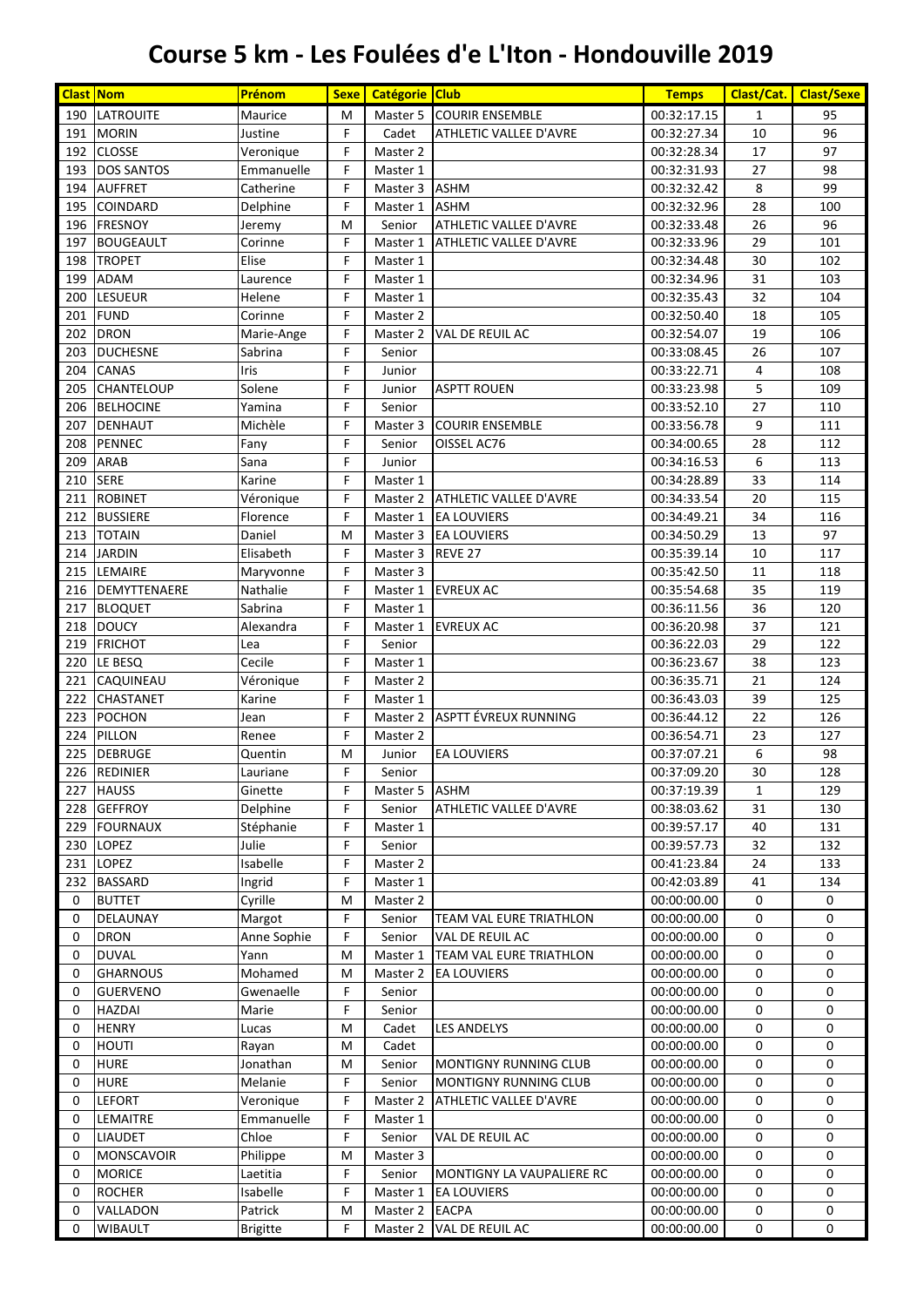# Course 5 km - Les Foulées d'e L'Iton - Hondouville 2019

| Clast | Nom | Prénom | Sexe | Catégorie | Club | Temps | Clast/Cat. | Clast/Sexe |
|---|---|---|---|---|---|---|---|---|
| 190 | LATROUITE | Maurice | M | Master 5 | COURIR ENSEMBLE | 00:32:17.15 | 1 | 95 |
| 191 | MORIN | Justine | F | Cadet | ATHLETIC VALLEE D'AVRE | 00:32:27.34 | 10 | 96 |
| 192 | CLOSSE | Veronique | F | Master 2 | | 00:32:28.34 | 17 | 97 |
| 193 | DOS SANTOS | Emmanuelle | F | Master 1 | | 00:32:31.93 | 27 | 98 |
| 194 | AUFFRET | Catherine | F | Master 3 | ASHM | 00:32:32.42 | 8 | 99 |
| 195 | COINDARD | Delphine | F | Master 1 | ASHM | 00:32:32.96 | 28 | 100 |
| 196 | FRESNOY | Jeremy | M | Senior | ATHLETIC VALLEE D'AVRE | 00:32:33.48 | 26 | 96 |
| 197 | BOUGEAULT | Corinne | F | Master 1 | ATHLETIC VALLEE D'AVRE | 00:32:33.96 | 29 | 101 |
| 198 | TROPET | Elise | F | Master 1 | | 00:32:34.48 | 30 | 102 |
| 199 | ADAM | Laurence | F | Master 1 | | 00:32:34.96 | 31 | 103 |
| 200 | LESUEUR | Helene | F | Master 1 | | 00:32:35.43 | 32 | 104 |
| 201 | FUND | Corinne | F | Master 2 | | 00:32:50.40 | 18 | 105 |
| 202 | DRON | Marie-Ange | F | Master 2 | VAL DE REUIL AC | 00:32:54.07 | 19 | 106 |
| 203 | DUCHESNE | Sabrina | F | Senior | | 00:33:08.45 | 26 | 107 |
| 204 | CANAS | Iris | F | Junior | | 00:33:22.71 | 4 | 108 |
| 205 | CHANTELOUP | Solene | F | Junior | ASPTT ROUEN | 00:33:23.98 | 5 | 109 |
| 206 | BELHOCINE | Yamina | F | Senior | | 00:33:52.10 | 27 | 110 |
| 207 | DENHAUT | Michèle | F | Master 3 | COURIR ENSEMBLE | 00:33:56.78 | 9 | 111 |
| 208 | PENNEC | Fany | F | Senior | OISSEL AC76 | 00:34:00.65 | 28 | 112 |
| 209 | ARAB | Sana | F | Junior | | 00:34:16.53 | 6 | 113 |
| 210 | SERE | Karine | F | Master 1 | | 00:34:28.89 | 33 | 114 |
| 211 | ROBINET | Véronique | F | Master 2 | ATHLETIC VALLEE D'AVRE | 00:34:33.54 | 20 | 115 |
| 212 | BUSSIERE | Florence | F | Master 1 | EA LOUVIERS | 00:34:49.21 | 34 | 116 |
| 213 | TOTAIN | Daniel | M | Master 3 | EA LOUVIERS | 00:34:50.29 | 13 | 97 |
| 214 | JARDIN | Elisabeth | F | Master 3 | REVE 27 | 00:35:39.14 | 10 | 117 |
| 215 | LEMAIRE | Maryvonne | F | Master 3 | | 00:35:42.50 | 11 | 118 |
| 216 | DEMYTTENAERE | Nathalie | F | Master 1 | EVREUX AC | 00:35:54.68 | 35 | 119 |
| 217 | BLOQUET | Sabrina | F | Master 1 | | 00:36:11.56 | 36 | 120 |
| 218 | DOUCY | Alexandra | F | Master 1 | EVREUX AC | 00:36:20.98 | 37 | 121 |
| 219 | FRICHOT | Lea | F | Senior | | 00:36:22.03 | 29 | 122 |
| 220 | LE BESQ | Cecile | F | Master 1 | | 00:36:23.67 | 38 | 123 |
| 221 | CAQUINEAU | Véronique | F | Master 2 | | 00:36:35.71 | 21 | 124 |
| 222 | CHASTANET | Karine | F | Master 1 | | 00:36:43.03 | 39 | 125 |
| 223 | POCHON | Jean | F | Master 2 | ASPTT ÉVREUX RUNNING | 00:36:44.12 | 22 | 126 |
| 224 | PILLON | Renee | F | Master 2 | | 00:36:54.71 | 23 | 127 |
| 225 | DEBRUGE | Quentin | M | Junior | EA LOUVIERS | 00:37:07.21 | 6 | 98 |
| 226 | REDINIER | Lauriane | F | Senior | | 00:37:09.20 | 30 | 128 |
| 227 | HAUSS | Ginette | F | Master 5 | ASHM | 00:37:19.39 | 1 | 129 |
| 228 | GEFFROY | Delphine | F | Senior | ATHLETIC VALLEE D'AVRE | 00:38:03.62 | 31 | 130 |
| 229 | FOURNAUX | Stéphanie | F | Master 1 | | 00:39:57.17 | 40 | 131 |
| 230 | LOPEZ | Julie | F | Senior | | 00:39:57.73 | 32 | 132 |
| 231 | LOPEZ | Isabelle | F | Master 2 | | 00:41:23.84 | 24 | 133 |
| 232 | BASSARD | Ingrid | F | Master 1 | | 00:42:03.89 | 41 | 134 |
| 0 | BUTTET | Cyrille | M | Master 2 | | 00:00:00.00 | 0 | 0 |
| 0 | DELAUNAY | Margot | F | Senior | TEAM VAL EURE TRIATHLON | 00:00:00.00 | 0 | 0 |
| 0 | DRON | Anne Sophie | F | Senior | VAL DE REUIL AC | 00:00:00.00 | 0 | 0 |
| 0 | DUVAL | Yann | M | Master 1 | TEAM VAL EURE TRIATHLON | 00:00:00.00 | 0 | 0 |
| 0 | GHARNOUS | Mohamed | M | Master 2 | EA LOUVIERS | 00:00:00.00 | 0 | 0 |
| 0 | GUERVENO | Gwenaelle | F | Senior | | 00:00:00.00 | 0 | 0 |
| 0 | HAZDAI | Marie | F | Senior | | 00:00:00.00 | 0 | 0 |
| 0 | HENRY | Lucas | M | Cadet | LES ANDELYS | 00:00:00.00 | 0 | 0 |
| 0 | HOUTI | Rayan | M | Cadet | | 00:00:00.00 | 0 | 0 |
| 0 | HURE | Jonathan | M | Senior | MONTIGNY RUNNING CLUB | 00:00:00.00 | 0 | 0 |
| 0 | HURE | Melanie | F | Senior | MONTIGNY RUNNING CLUB | 00:00:00.00 | 0 | 0 |
| 0 | LEFORT | Veronique | F | Master 2 | ATHLETIC VALLEE D'AVRE | 00:00:00.00 | 0 | 0 |
| 0 | LEMAITRE | Emmanuelle | F | Master 1 | | 00:00:00.00 | 0 | 0 |
| 0 | LIAUDET | Chloe | F | Senior | VAL DE REUIL AC | 00:00:00.00 | 0 | 0 |
| 0 | MONSCAVOIR | Philippe | M | Master 3 | | 00:00:00.00 | 0 | 0 |
| 0 | MORICE | Laetitia | F | Senior | MONTIGNY LA VAUPALIERE RC | 00:00:00.00 | 0 | 0 |
| 0 | ROCHER | Isabelle | F | Master 1 | EA LOUVIERS | 00:00:00.00 | 0 | 0 |
| 0 | VALLADON | Patrick | M | Master 2 | EACPA | 00:00:00.00 | 0 | 0 |
| 0 | WIBAULT | Brigitte | F | Master 2 | VAL DE REUIL AC | 00:00:00.00 | 0 | 0 |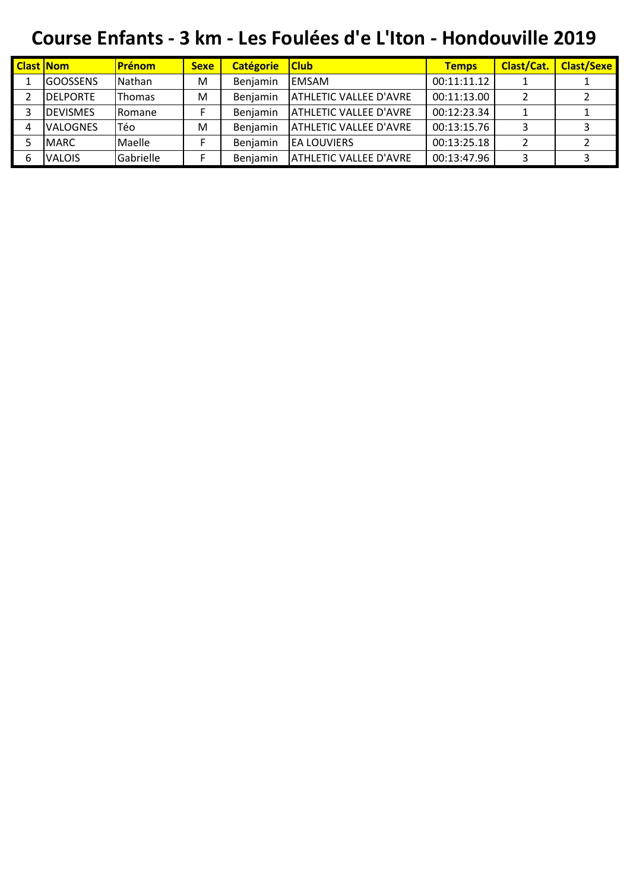# Course Enfants - 3 km - Les Foulées d'e L'Iton - Hondouville 2019

| Clast | Nom | Prénom | Sexe | Catégorie | Club | Temps | Clast/Cat. | Clast/Sexe |
|---|---|---|---|---|---|---|---|---|
| 1 | GOOSSENS | Nathan | M | Benjamin | EMSAM | 00:11:11.12 | 1 | 1 |
| 2 | DELPORTE | Thomas | M | Benjamin | ATHLETIC VALLEE D'AVRE | 00:11:13.00 | 2 | 2 |
| 3 | DEVISMES | Romane | F | Benjamin | ATHLETIC VALLEE D'AVRE | 00:12:23.34 | 1 | 1 |
| 4 | VALOGNES | Téo | M | Benjamin | ATHLETIC VALLEE D'AVRE | 00:13:15.76 | 3 | 3 |
| 5 | MARC | Maelle | F | Benjamin | EA LOUVIERS | 00:13:25.18 | 2 | 2 |
| 6 | VALOIS | Gabrielle | F | Benjamin | ATHLETIC VALLEE D'AVRE | 00:13:47.96 | 3 | 3 |